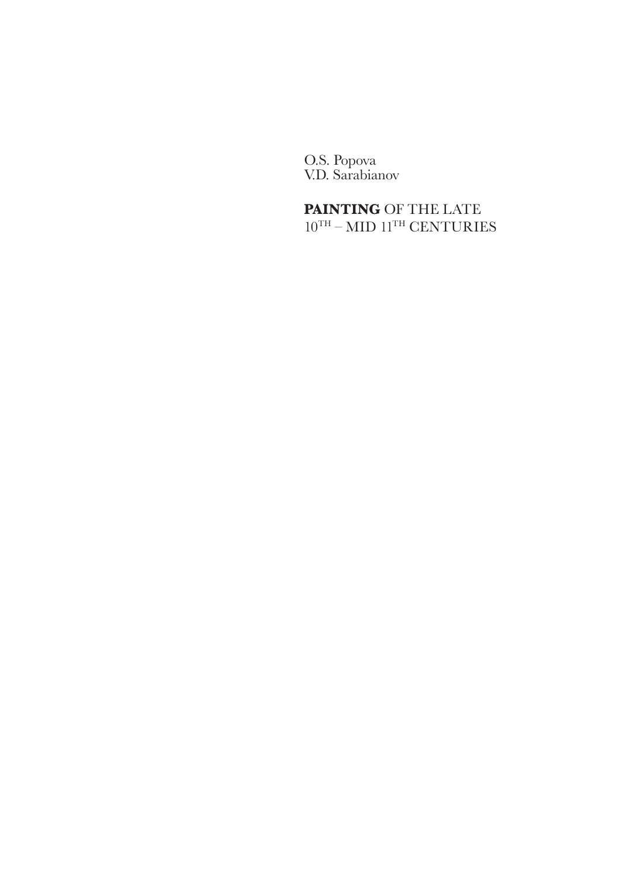O.S. Popova
V.D. Sarabianov

# **PAINTING** OF THE LATE $10^{TH}$ – MID $11^{TH}$ CENTURIES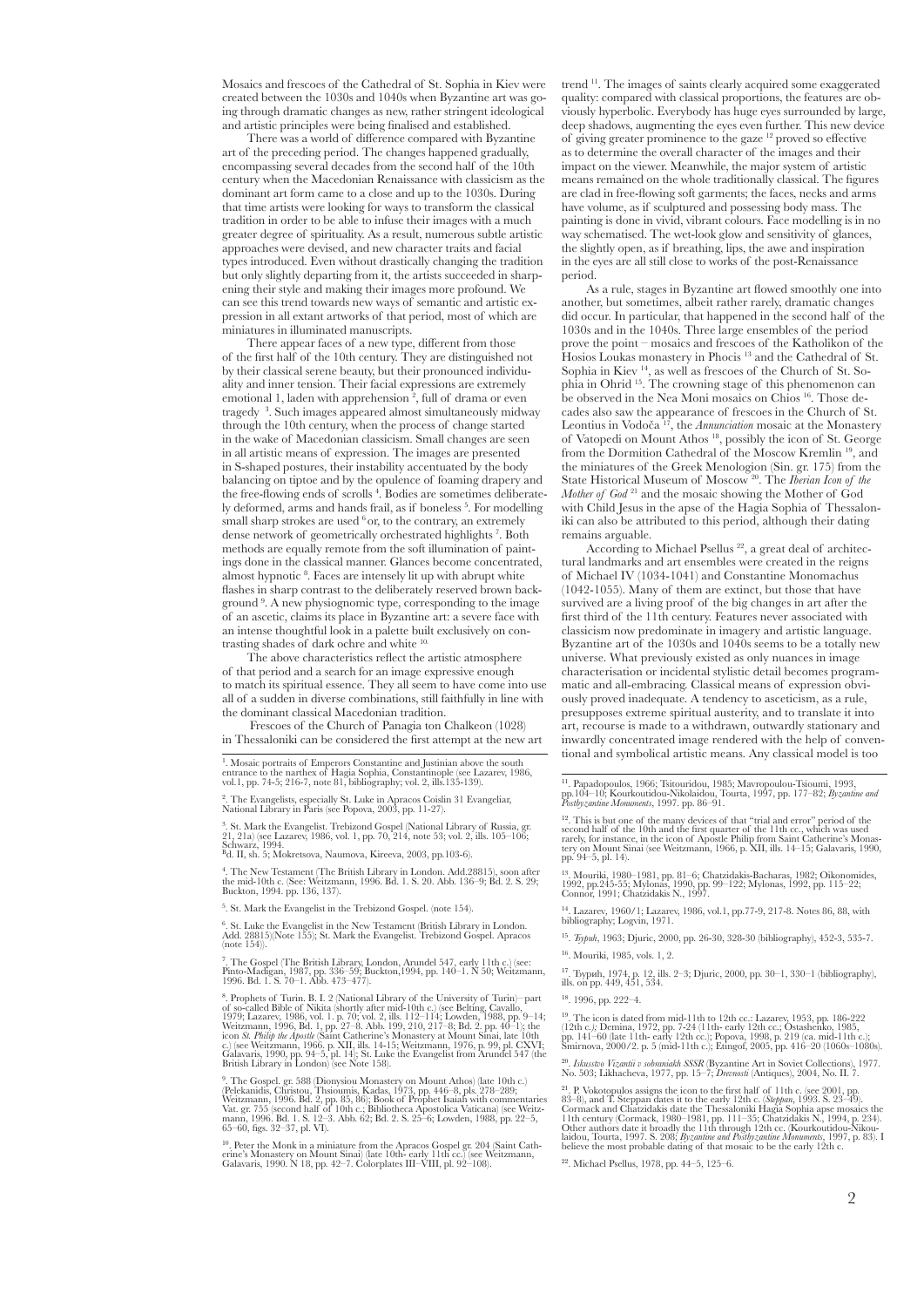Mosaics and frescoes of the Cathedral of St. Sophia in Kiev were created between the 1030s and 1040s when Byzantine art was going through dramatic changes as new, rather stringent ideological and artistic principles were being finalised and established.

There was a world of difference compared with Byzantine art of the preceding period. The changes happened gradually, encompassing several decades from the second half of the 10th century when the Macedonian Renaissance with classicism as the dominant art form came to a close and up to the 1030s. During that time artists were looking for ways to transform the classical tradition in order to be able to infuse their images with a much greater degree of spirituality. As a result, numerous subtle artistic approaches were devised, and new character traits and facial types introduced. Even without drastically changing the tradition but only slightly departing from it, the artists succeeded in sharpening their style and making their images more profound. We can see this trend towards new ways of semantic and artistic expression in all extant artworks of that period, most of which are miniatures in illuminated manuscripts.

There appear faces of a new type, different from those of the first half of the 10th century. They are distinguished not by their classical serene beauty, but their pronounced individuality and inner tension. Their facial expressions are extremely emotional 1, laden with apprehension [2], full of drama or even tragedy [3]. Such images appeared almost simultaneously midway through the 10th century, when the process of change started in the wake of Macedonian classicism. Small changes are seen in all artistic means of expression. The images are presented in S-shaped postures, their instability accentuated by the body balancing on tiptoe and by the opulence of foaming drapery and the free-flowing ends of scrolls [4]. Bodies are sometimes deliberately deformed, arms and hands frail, as if boneless [5]. For modelling small sharp strokes are used [6] or, to the contrary, an extremely dense network of geometrically orchestrated highlights [7]. Both methods are equally remote from the soft illumination of paintings done in the classical manner. Glances become concentrated, almost hypnotic [8]. Faces are intensely lit up with abrupt white flashes in sharp contrast to the deliberately reserved brown background [9]. A new physiognomic type, corresponding to the image of an ascetic, claims its place in Byzantine art: a severe face with an intense thoughtful look in a palette built exclusively on contrasting shades of dark ochre and white [10].

The above characteristics reflect the artistic atmosphere of that period and a search for an image expressive enough to match its spiritual essence. They all seem to have come into use all of a sudden in diverse combinations, still faithfully in line with the dominant classical Macedonian tradition.

Frescoes of the Church of Panagia ton Chalkeon (1028) in Thessaloniki can be considered the first attempt at the new art trend [11]. The images of saints clearly acquired some exaggerated quality: compared with classical proportions, the features are obviously hyperbolic. Everybody has huge eyes surrounded by large, deep shadows, augmenting the eyes even further. This new device of giving greater prominence to the gaze [12] proved so effective as to determine the overall character of the images and their impact on the viewer. Meanwhile, the major system of artistic means remained on the whole traditionally classical. The figures are clad in free-flowing soft garments; the faces, necks and arms have volume, as if sculptured and possessing body mass. The painting is done in vivid, vibrant colours. Face modelling is in no way schematised. The wet-look glow and sensitivity of glances, the slightly open, as if breathing, lips, the awe and inspiration in the eyes are all still close to works of the post-Renaissance period.

As a rule, stages in Byzantine art flowed smoothly one into another, but sometimes, albeit rather rarely, dramatic changes did occur. In particular, that happened in the second half of the 1030s and in the 1040s. Three large ensembles of the period prove the point – mosaics and frescoes of the Katholikon of the Hosios Loukas monastery in Phocis [13] and the Cathedral of St. Sophia in Kiev [14], as well as frescoes of the Church of St. Sophia in Ohrid [15]. The crowning stage of this phenomenon can be observed in the Nea Moni mosaics on Chios [16]. Those decades also saw the appearance of frescoes in the Church of St. Leontius in Vodoča [17], the *Annunciation* mosaic at the Monastery of Vatopedi on Mount Athos [18], possibly the icon of St. George from the Dormition Cathedral of the Moscow Kremlin [19], and the miniatures of the Greek Menologion (Sin. gr. 175) from the State Historical Museum of Moscow [20]. The *Iberian Icon of the Mother of God* [21] and the mosaic showing the Mother of God with Child Jesus in the apse of the Hagia Sophia of Thessaloniki can also be attributed to this period, although their dating remains arguable.

According to Michael Psellus [22], a great deal of architectural landmarks and art ensembles were created in the reigns of Michael IV (1034-1041) and Constantine Monomachus (1042-1055). Many of them are extinct, but those that have survived are a living proof of the big changes in art after the first third of the 11th century. Features never associated with classicism now predominate in imagery and artistic language. Byzantine art of the 1030s and 1040s seems to be a totally new universe. What previously existed as only nuances in image characterisation or incidental stylistic detail becomes programmatic and all-embracing. Classical means of expression obviously proved inadequate. A tendency to asceticism, as a rule, presupposes extreme spiritual austerity, and to translate it into art, recourse is made to a withdrawn, outwardly stationary and inwardly concentrated image rendered with the help of conventional and symbolical artistic means. Any classical model is too

---

[1]. Mosaic portraits of Emperors Constantine and Justinian above the south entrance to the narthex of Hagia Sophia, Constantinople (see Lazarev, 1986, vol.1, pp. 74-5; 216-7, note 81, bibliography; vol. 2, ills.135-139).

[2]. The Evangelists, especially St. Luke in Apracos Coislin 31 Evangeliar, National Library in Paris (see Popova, 2003, pp. 11-27).

[3]. St. Mark the Evangelist. Trebizond Gospel (National Library of Russia, gr. 21, 21a) (see Lazarev, 1986, vol. 1, pp. 70, 214, note 53; vol. 2, ills. 105–106; Schwarz, 1994. Bd. II, sh. 5; Mokretsova, Naumova, Kireeva, 2003, pp.103-6).

[4]. The New Testament (The British Library in London. Add.28815), soon after the mid-10th c. (See: Weitzmann, 1996. Bd. 1. S. 20. Abb. 136–9; Bd. 2. S. 29; Buckton, 1994. pp. 136, 137).

[5]. St. Mark the Evangelist in the Trebizond Gospel. (note 154).

[6]. St. Luke the Evangelist in the New Testament (British Library in London. Add. 28815)(Note 155); St. Mark the Evangelist. Trebizond Gospel. Apracos (note 154)).

[7]. The Gospel (The British Library, London, Arundel 547, early 11th c.) (see: Pinto-Madigan, 1987, pp. 336–59; Buckton,1994, pp. 140–1. N 50; Weitzmann, 1996. Bd. 1. S. 70–1. Abb. 473–477).

[8]. Prophets of Turin. B. I. 2 (National Library of the University of Turin)–part of so-called Bible of Nikita (shortly after mid-10th c.) (see Belting, Cavallo, 1979; Lazarev, 1986, vol. 1. p. 70; vol. 2, ills. 112–114; Lowden, 1988, pp. 9–14; Weitzmann, 1996, Bd. 1, pp. 27–8. Abb. 199, 210, 217–8; Bd. 2. pp. 40–1); the icon *St. Philip the Apostle* (Saint Catherine's Monastery at Mount Sinai, late 10th c.) (see Weitzmann, 1966. p. XII, ills. 14-15; Weitzmann, 1976, p. 99, pl. CXVI; Galavaris, 1990, pp. 94–5, pl. 14); St. Luke the Evangelist from Arundel 547 (the British Library in London) (see Note 158).

[9]. The Gospel. gr. 588 (Dionysiou Monastery on Mount Athos) (late 10th c.) (Pelekanidis, Christou, Thsioumis, Kadas, 1973, pp. 446–8, pls. 278–289; Weitzmann, 1996. Bd. 2, pp. 85, 86); Book of Prophet Isaiah with commentaries Vat. gr. 755 (second half of 10th c.; Bibliotheca Apostolica Vaticana) (see Weitzmann, 1996. Bd. 1. S. 12–3. Abb. 62; Bd. 2. S. 25–6; Lowden, 1988, pp. 22–5, 65–60, figs. 32–37, pl. VI).

[10]. Peter the Monk in a miniature from the Apracos Gospel gr. 204 (Saint Catherine's Monastery on Mount Sinai) (late 10th- early 11th cc.) (see Weitzmann, Galavaris, 1990. N 18, pp. 42–7. Colorplates III–VIII, pl. 92–108).

[11]. Papadopoulos, 1966; Tsitouridou, 1985; Mavropoulou-Tsioumi, 1993, pp.104–10; Kourkoutidou-Nikolaidou, Tourta, 1997, pp. 177–82; *Byzantine and Postbyzantine Monuments*, 1997. pp. 86–91.

[12]. This is but one of the many devices of that "trial and error" period of the second half of the 10th and the first quarter of the 11th cc., which was used rarely, for instance, in the icon of Apostle Philip from Saint Catherine's Monastery on Mount Sinai (see Weitzmann, 1966, p. XII, ills. 14–15; Galavaris, 1990, pp. 94–5, pl. 14).

[13]. Mouriki, 1980–1981, pp. 81–6; Chatzidakis-Bacharas, 1982; Oikonomides, 1992, pp.245-55; Mylonas, 1990, pp. 99–122; Mylonas, 1992, pp. 115–22; Connor, 1991; Chatzidakis N., 1997.

[14]. Lazarev, 1960/1; Lazarev, 1986, vol.1, pp.77-9, 217-8. Notes 86, 88, with bibliography; Logvin, 1971.

[15]. *Ђурић*, 1963; Djuric, 2000, pp. 26-30, 328-30 (bibliography), 452-3, 535-7.

[16]. Mouriki, 1985, vols. 1, 2.

[17]. Ђурић, 1974, p. 12, ills. 2–3; Djuric, 2000, pp. 30–1, 330–1 (bibliography), ills. on pp. 449, 451, 534.

[18]. 1996, pp. 222–4.

[19]. The icon is dated from mid-11th to 12th cc.: Lazarev, 1953, pp. 186-222 (12th c.); Demina, 1972, pp. 7-24 (11th- early 12th cc.; Ostashenko, 1985, pp. 141–60 (late 11th- early 12th cc.); Popova, 1998, p. 219 (ca. mid-11th c.); Smirnova, 2000/2. p. 5 (mid-11th c.); Etingof, 2005, pp. 416–20 (1060s–1080s).

[20]. *Iskusstvo Vizantii v sobraniakh SSSR* (Byzantine Art in Soviet Collections), 1977. No. 503; Likhacheva, 1977, pp. 15–7; *Drevnosti* (Antiques), 2004, No. II. 7.

[21]. P. Vokotopulos assigns the icon to the first half of 11th c. (see 2001, pp. 83–8), and T. Steppan dates it to the early 12th c. (*Steppan*, 1993. S. 23–49). Cormack and Chatzidakis date the Thessaloniki Hagia Sophia apse mosaics the 11th century (Cormack, 1980–1981, pp. 111–35; Chatzidakis N., 1994, p. 234). Other authors date it broadly the 11th through 12th cc. (Kourkoutidou-Nikoulaidou, Tourta, 1997. S. 208; *Byzantine and Postbyzantine Monuments*, 1997, p. 83). I believe the most probable dating of that mosaic to be the early 12th c.

[22]. Michael Psellus, 1978, pp. 44–5, 125–6.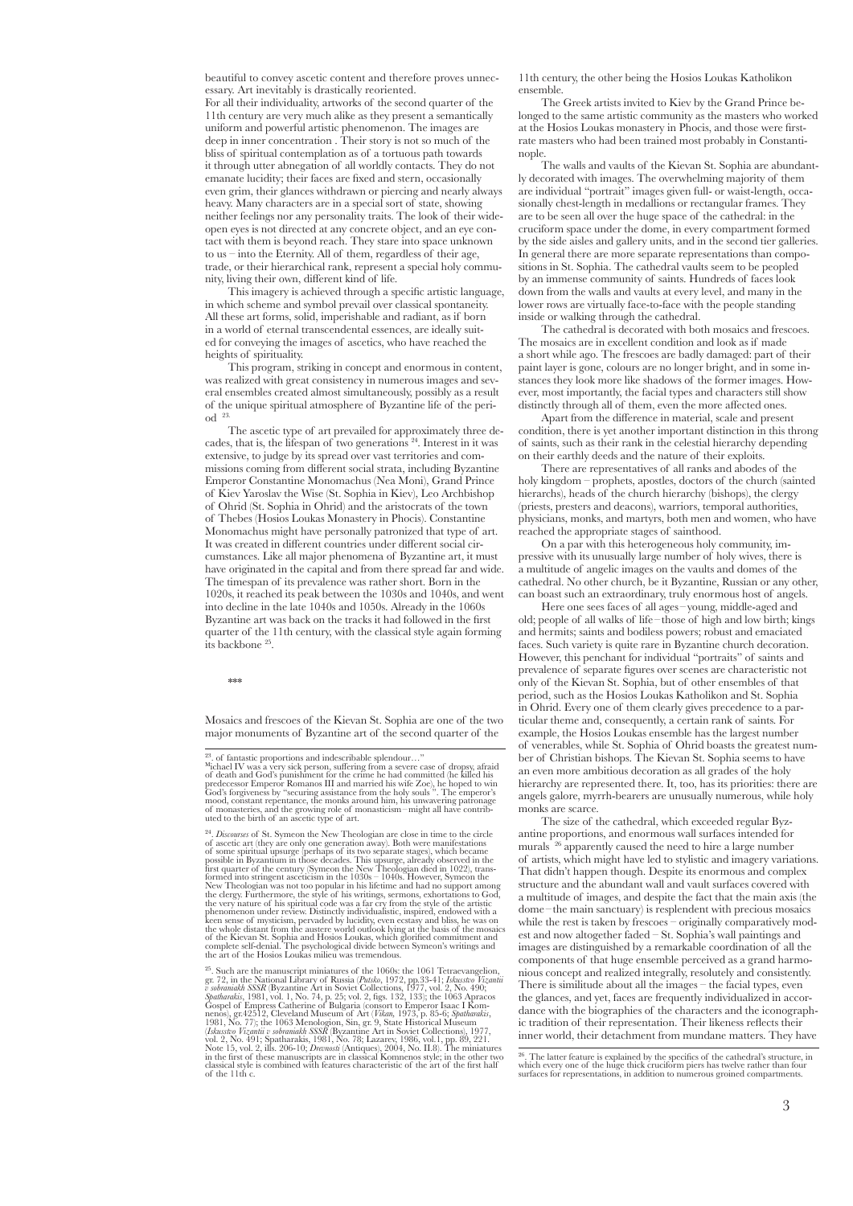beautiful to convey ascetic content and therefore proves unnecessary. Art inevitably is drastically reoriented.

For all their individuality, artworks of the second quarter of the 11th century are very much alike as they present a semantically uniform and powerful artistic phenomenon. The images are deep in inner concentration . Their story is not so much of the bliss of spiritual contemplation as of a tortuous path towards it through utter abnegation of all worldly contacts. They do not emanate lucidity; their faces are fixed and stern, occasionally even grim, their glances withdrawn or piercing and nearly always heavy. Many characters are in a special sort of state, showing neither feelings nor any personality traits. The look of their wide-open eyes is not directed at any concrete object, and an eye contact with them is beyond reach. They stare into space unknown to us – into the Eternity. All of them, regardless of their age, trade, or their hierarchical rank, represent a special holy community, living their own, different kind of life.

This imagery is achieved through a specific artistic language, in which scheme and symbol prevail over classical spontaneity. All these art forms, solid, imperishable and radiant, as if born in a world of eternal transcendental essences, are ideally suited for conveying the images of ascetics, who have reached the heights of spirituality.

This program, striking in concept and enormous in content, was realized with great consistency in numerous images and several ensembles created almost simultaneously, possibly as a result of the unique spiritual atmosphere of Byzantine life of the period [23].

The ascetic type of art prevailed for approximately three decades, that is, the lifespan of two generations [24]. Interest in it was extensive, to judge by its spread over vast territories and commissions coming from different social strata, including Byzantine Emperor Constantine Monomachus (Nea Moni), Grand Prince of Kiev Yaroslav the Wise (St. Sophia in Kiev), Leo Archbishop of Ohrid (St. Sophia in Ohrid) and the aristocrats of the town of Thebes (Hosios Loukas Monastery in Phocis). Constantine Monomachus might have personally patronized that type of art. It was created in different countries under different social circumstances. Like all major phenomena of Byzantine art, it must have originated in the capital and from there spread far and wide. The timespan of its prevalence was rather short. Born in the 1020s, it reached its peak between the 1030s and 1040s, and went into decline in the late 1040s and 1050s. Already in the 1060s Byzantine art was back on the tracks it had followed in the first quarter of the 11th century, with the classical style again forming its backbone [25].

***

Mosaics and frescoes of the Kievan St. Sophia are one of the two major monuments of Byzantine art of the second quarter of the 11th century, the other being the Hosios Loukas Katholikon ensemble.

The Greek artists invited to Kiev by the Grand Prince belonged to the same artistic community as the masters who worked at the Hosios Loukas monastery in Phocis, and those were first-rate masters who had been trained most probably in Constantinople.

The walls and vaults of the Kievan St. Sophia are abundantly decorated with images. The overwhelming majority of them are individual "portrait" images given full- or waist-length, occasionally chest-length in medallions or rectangular frames. They are to be seen all over the huge space of the cathedral: in the cruciform space under the dome, in every compartment formed by the side aisles and gallery units, and in the second tier galleries. In general there are more separate representations than compositions in St. Sophia. The cathedral vaults seem to be peopled by an immense community of saints. Hundreds of faces look down from the walls and vaults at every level, and many in the lower rows are virtually face-to-face with the people standing inside or walking through the cathedral.

The cathedral is decorated with both mosaics and frescoes. The mosaics are in excellent condition and look as if made a short while ago. The frescoes are badly damaged: part of their paint layer is gone, colours are no longer bright, and in some instances they look more like shadows of the former images. However, most importantly, the facial types and characters still show distinctly through all of them, even the more affected ones.

Apart from the difference in material, scale and present condition, there is yet another important distinction in this throng of saints, such as their rank in the celestial hierarchy depending on their earthly deeds and the nature of their exploits.

There are representatives of all ranks and abodes of the holy kingdom – prophets, apostles, doctors of the church (sainted hierarchs), heads of the church hierarchy (bishops), the clergy (priests, presters and deacons), warriors, temporal authorities, physicians, monks, and martyrs, both men and women, who have reached the appropriate stages of sainthood.

On a par with this heterogeneous holy community, impressive with its unusually large number of holy wives, there is a multitude of angelic images on the vaults and domes of the cathedral. No other church, be it Byzantine, Russian or any other, can boast such an extraordinary, truly enormous host of angels.

Here one sees faces of all ages – young, middle-aged and old; people of all walks of life – those of high and low birth; kings and hermits; saints and bodiless powers; robust and emaciated faces. Such variety is quite rare in Byzantine church decoration. However, this penchant for individual "portraits" of saints and prevalence of separate figures over scenes are characteristic not only of the Kievan St. Sophia, but of other ensembles of that period, such as the Hosios Loukas Katholikon and St. Sophia in Ohrid. Every one of them clearly gives precedence to a particular theme and, consequently, a certain rank of saints. For example, the Hosios Loukas ensemble has the largest number of venerables, while St. Sophia of Ohrid boasts the greatest number of Christian bishops. The Kievan St. Sophia seems to have an even more ambitious decoration as all grades of the holy hierarchy are represented there. It, too, has its priorities: there are angels galore, myrrh-bearers are unusually numerous, while holy monks are scarce.

The size of the cathedral, which exceeded regular Byzantine proportions, and enormous wall surfaces intended for murals [26] apparently caused the need to hire a large number of artists, which might have led to stylistic and imagery variations. That didn't happen though. Despite its enormous and complex structure and the abundant wall and vault surfaces covered with a multitude of images, and despite the fact that the main axis (the dome – the main sanctuary) is resplendent with precious mosaics while the rest is taken by frescoes – originally comparatively modest and now altogether faded – St. Sophia's wall paintings and images are distinguished by a remarkable coordination of all the components of that huge ensemble perceived as a grand harmonious concept and realized integrally, resolutely and consistently. There is similitude about all the images – the facial types, even the glances, and yet, faces are frequently individualized in accordance with the biographies of the characters and the iconographic tradition of their representation. Their likeness reflects their inner world, their detachment from mundane matters. They have

---

[23]. of fantastic proportions and indescribable splendour…" Michael IV was a very sick person, suffering from a severe case of dropsy, afraid of death and God's punishment for the crime he had committed (he killed his predecessor Emperor Romanos III and married his wife Zoe), he hoped to win God's forgiveness by "securing assistance from the holy souls ". The emperor's mood, constant repentance, the monks around him, his unwavering patronage of monasteries, and the growing role of monasticism – might all have contributed to the birth of an ascetic type of art.

[24]. *Discourses* of St. Symeon the New Theologian are close in time to the circle of ascetic art (they are only one generation away). Both were manifestations of some spiritual upsurge (perhaps of its two separate stages), which became possible in Byzantium in those decades. This upsurge, already observed in the first quarter of the century (Symeon the New Theologian died in 1022), transformed into stringent asceticism in the 1030s – 1040s. However, Symeon the New Theologian was not too popular in his lifetime and had no support among the clergy. Furthermore, the style of his writings, sermons, exhortations to God, the very nature of his spiritual code was a far cry from the style of the artistic phenomenon under review. Distinctly individualistic, inspired, endowed with a keen sense of mysticism, pervaded by lucidity, even ecstasy and bliss, he was on the whole distant from the austere world outlook lying at the basis of the mosaics of the Kievan St. Sophia and Hosios Loukas, which glorified commitment and complete self-denial. The psychological divide between Symeon's writings and the art of the Hosios Loukas milieu was tremendous.

[25]. Such are the manuscript miniatures of the 1060s: the 1061 Tetraevangelion, gr. 72, in the National Library of Russia (*Putsko*, 1972, pp.33-41; *Iskusstvo Vizantii v sobraniakh SSSR* (Byzantine Art in Soviet Collections, 1977, vol. 2, No. 490; *Spatharakis*, 1981, vol. 1, No. 74, p. 25; vol. 2, figs. 132, 133); the 1063 Apracos Gospel of Empress Catherine of Bulgaria (consort to Emperor Isaac I Komnenos), gr.42512, Cleveland Museum of Art (*Vikan*, 1973, p. 85-6; *Spatharakis*, 1981, No. 77); the 1063 Menologion, Sin. gr. 9, State Historical Museum (*Iskusstvo Vizantii v sobraniakh SSSR* (Byzantine Art in Soviet Collections), 1977, vol. 2, No. 491; Spatharakis, 1981, No. 78; Lazarev, 1986, vol.1, pp. 89, 221. Note 15, vol. 2, ills. 206-10; *Drevnosti* (Antiques), 2004, No. II.8). The miniatures in the first of these manuscripts are in classical Komnenos style; in the other two classical style is combined with features characteristic of the art of the first half of the 11th c.

[26]. The latter feature is explained by the specifics of the cathedral's structure, in which every one of the huge thick cruciform piers has twelve rather than four surfaces for representations, in addition to numerous groined compartments.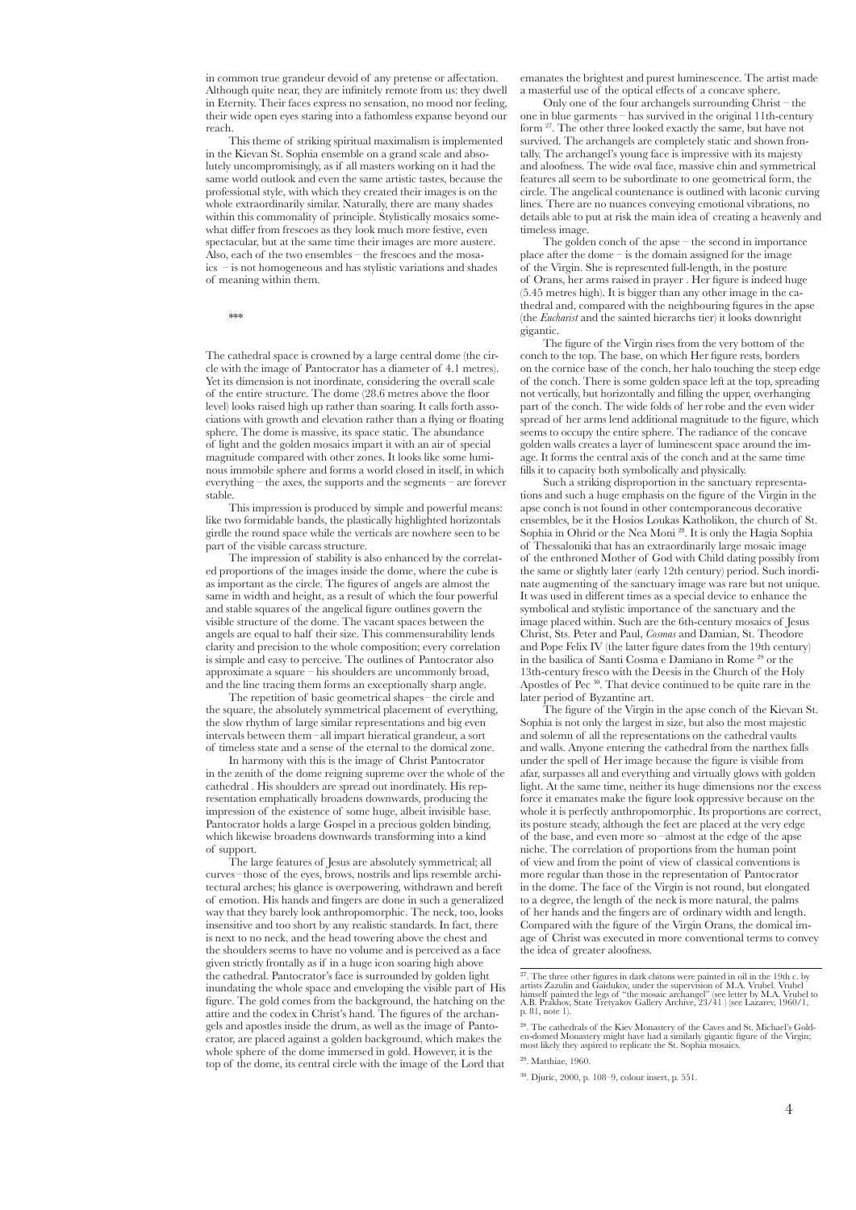in common true grandeur devoid of any pretense or affectation. Although quite near, they are infinitely remote from us: they dwell in Eternity. Their faces express no sensation, no mood nor feeling, their wide open eyes staring into a fathomless expanse beyond our reach.

This theme of striking spiritual maximalism is implemented in the Kievan St. Sophia ensemble on a grand scale and absolutely uncompromisingly, as if all masters working on it had the same world outlook and even the same artistic tastes, because the professional style, with which they created their images is on the whole extraordinarily similar. Naturally, there are many shades within this commonality of principle. Stylistically mosaics somewhat differ from frescoes as they look much more festive, even spectacular, but at the same time their images are more austere. Also, each of the two ensembles – the frescoes and the mosaics – is not homogeneous and has stylistic variations and shades of meaning within them.

***

The cathedral space is crowned by a large central dome (the circle with the image of Pantocrator has a diameter of 4.1 metres). Yet its dimension is not inordinate, considering the overall scale of the entire structure. The dome (28.6 metres above the floor level) looks raised high up rather than soaring. It calls forth associations with growth and elevation rather than a flying or floating sphere. The dome is massive, its space static. The abundance of light and the golden mosaics impart it with an air of special magnitude compared with other zones. It looks like some luminous immobile sphere and forms a world closed in itself, in which everything – the axes, the supports and the segments – are forever stable.

This impression is produced by simple and powerful means: like two formidable bands, the plastically highlighted horizontals girdle the round space while the verticals are nowhere seen to be part of the visible carcass structure.

The impression of stability is also enhanced by the correlated proportions of the images inside the dome, where the cube is as important as the circle. The figures of angels are almost the same in width and height, as a result of which the four powerful and stable squares of the angelical figure outlines govern the visible structure of the dome. The vacant spaces between the angels are equal to half their size. This commensurability lends clarity and precision to the whole composition; every correlation is simple and easy to perceive. The outlines of Pantocrator also approximate a square – his shoulders are uncommonly broad, and the line tracing them forms an exceptionally sharp angle.

The repetition of basic geometrical shapes – the circle and the square, the absolutely symmetrical placement of everything, the slow rhythm of large similar representations and big even intervals between them – all impart hieratical grandeur, a sort of timeless state and a sense of the eternal to the domical zone.

In harmony with this is the image of Christ Pantocrator in the zenith of the dome reigning supreme over the whole of the cathedral . His shoulders are spread out inordinately. His representation emphatically broadens downwards, producing the impression of the existence of some huge, albeit invisible base. Pantocrator holds a large Gospel in a precious golden binding, which likewise broadens downwards transforming into a kind of support.

The large features of Jesus are absolutely symmetrical; all curves – those of the eyes, brows, nostrils and lips resemble architectural arches; his glance is overpowering, withdrawn and bereft of emotion. His hands and fingers are done in such a generalized way that they barely look anthropomorphic. The neck, too, looks insensitive and too short by any realistic standards. In fact, there is next to no neck, and the head towering above the chest and the shoulders seems to have no volume and is perceived as a face given strictly frontally as if in a huge icon soaring high above the cathedral. Pantocrator's face is surrounded by golden light inundating the whole space and enveloping the visible part of His figure. The gold comes from the background, the hatching on the attire and the codex in Christ's hand. The figures of the archangels and apostles inside the drum, as well as the image of Pantocrator, are placed against a golden background, which makes the whole sphere of the dome immersed in gold. However, it is the top of the dome, its central circle with the image of the Lord that emanates the brightest and purest luminescence. The artist made a masterful use of the optical effects of a concave sphere.

Only one of the four archangels surrounding Christ – the one in blue garments – has survived in the original 11th-century form [27]. The other three looked exactly the same, but have not survived. The archangels are completely static and shown frontally. The archangel's young face is impressive with its majesty and aloofness. The wide oval face, massive chin and symmetrical features all seem to be subordinate to one geometrical form, the circle. The angelical countenance is outlined with laconic curving lines. There are no nuances conveying emotional vibrations, no details able to put at risk the main idea of creating a heavenly and timeless image.

The golden conch of the apse – the second in importance place after the dome – is the domain assigned for the image of the Virgin. She is represented full-length, in the posture of Orans, her arms raised in prayer . Her figure is indeed huge (5.45 metres high). It is bigger than any other image in the cathedral and, compared with the neighbouring figures in the apse (the *Eucharist* and the sainted hierarchs tier) it looks downright gigantic.

The figure of the Virgin rises from the very bottom of the conch to the top. The base, on which Her figure rests, borders on the cornice base of the conch, her halo touching the steep edge of the conch. There is some golden space left at the top, spreading not vertically, but horizontally and filling the upper, overhanging part of the conch. The wide folds of her robe and the even wider spread of her arms lend additional magnitude to the figure, which seems to occupy the entire sphere. The radiance of the concave golden walls creates a layer of luminescent space around the image. It forms the central axis of the conch and at the same time fills it to capacity both symbolically and physically.

Such a striking disproportion in the sanctuary representations and such a huge emphasis on the figure of the Virgin in the apse conch is not found in other contemporaneous decorative ensembles, be it the Hosios Loukas Katholikon, the church of St. Sophia in Ohrid or the Nea Moni [28]. It is only the Hagia Sophia of Thessaloniki that has an extraordinarily large mosaic image of the enthroned Mother of God with Child dating possibly from the same or slightly later (early 12th century) period. Such inordinate augmenting of the sanctuary image was rare but not unique. It was used in different times as a special device to enhance the symbolical and stylistic importance of the sanctuary and the image placed within. Such are the 6th-century mosaics of Jesus Christ, Sts. Peter and Paul, *Cosmas* and Damian, St. Theodore and Pope Felix IV (the latter figure dates from the 19th century) in the basilica of Santi Cosma e Damiano in Rome [29] or the 13th-century fresco with the Deesis in the Church of the Holy Apostles of Pec [30]. That device continued to be quite rare in the later period of Byzantine art.

The figure of the Virgin in the apse conch of the Kievan St. Sophia is not only the largest in size, but also the most majestic and solemn of all the representations on the cathedral vaults and walls. Anyone entering the cathedral from the narthex falls under the spell of Her image because the figure is visible from afar, surpasses all and everything and virtually glows with golden light. At the same time, neither its huge dimensions nor the excess force it emanates make the figure look oppressive because on the whole it is perfectly anthropomorphic. Its proportions are correct, its posture steady, although the feet are placed at the very edge of the base, and even more so – almost at the edge of the apse niche. The correlation of proportions from the human point of view and from the point of view of classical conventions is more regular than those in the representation of Pantocrator in the dome. The face of the Virgin is not round, but elongated to a degree, the length of the neck is more natural, the palms of her hands and the fingers are of ordinary width and length. Compared with the figure of the Virgin Orans, the domical image of Christ was executed in more conventional terms to convey the idea of greater aloofness.

---

[27]. The three other figures in dark chitons were painted in oil in the 19th c. by artists Zazulin and Gaidukov, under the supervision of M.A. Vrubel. Vrubel himself painted the legs of "the mosaic archangel" (see letter by M.A. Vrubel to A.B. Prakhov, State Tretyakov Gallery Archive, 23/41 ) (see Lazarev, 1960/1, p. 81, note 1).

[28]. The cathedrals of the Kiev Monastery of the Caves and St. Michael's Golden-domed Monastery might have had a similarly gigantic figure of the Virgin; most likely they aspired to replicate the St. Sophia mosaics.

[29]. Matthiae, 1960.

[30]. Djuric, 2000, p. 108–9, colour insert, p. 551.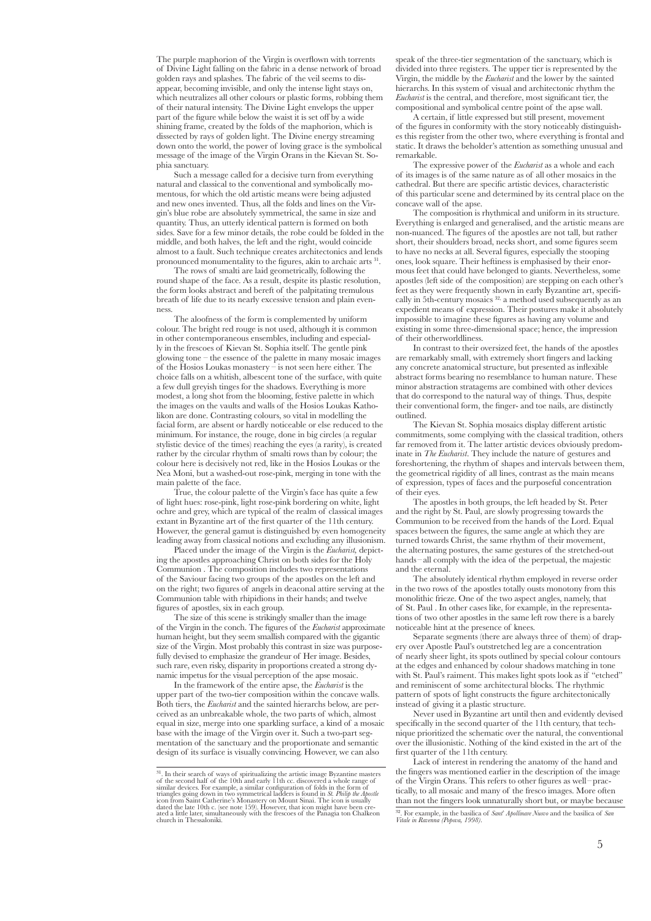The purple maphorion of the Virgin is overflown with torrents of Divine Light falling on the fabric in a dense network of broad golden rays and splashes. The fabric of the veil seems to disappear, becoming invisible, and only the intense light stays on, which neutralizes all other colours or plastic forms, robbing them of their natural intensity. The Divine Light envelops the upper part of the figure while below the waist it is set off by a wide shining frame, created by the folds of the maphorion, which is dissected by rays of golden light. The Divine energy streaming down onto the world, the power of loving grace is the symbolical message of the image of the Virgin Orans in the Kievan St. Sophia sanctuary.

Such a message called for a decisive turn from everything natural and classical to the conventional and symbolically momentous, for which the old artistic means were being adjusted and new ones invented. Thus, all the folds and lines on the Virgin's blue robe are absolutely symmetrical, the same in size and quantity. Thus, an utterly identical pattern is formed on both sides. Save for a few minor details, the robe could be folded in the middle, and both halves, the left and the right, would coincide almost to a fault. Such technique creates architectonics and lends pronounced monumentality to the figures, akin to archaic arts [31].

The rows of smalti are laid geometrically, following the round shape of the face. As a result, despite its plastic resolution, the form looks abstract and bereft of the palpitating tremulous breath of life due to its nearly excessive tension and plain evenness.

The aloofness of the form is complemented by uniform colour. The bright red rouge is not used, although it is common in other contemporaneous ensembles, including and especially in the frescoes of Kievan St. Sophia itself. The gentle pink glowing tone – the essence of the palette in many mosaic images of the Hosios Loukas monastery – is not seen here either. The choice falls on a whitish, albescent tone of the surface, with quite a few dull greyish tinges for the shadows. Everything is more modest, a long shot from the blooming, festive palette in which the images on the vaults and walls of the Hosios Loukas Katholikon are done. Contrasting colours, so vital in modelling the facial form, are absent or hardly noticeable or else reduced to the minimum. For instance, the rouge, done in big circles (a regular stylistic device of the times) reaching the eyes (a rarity), is created rather by the circular rhythm of smalti rows than by colour; the colour here is decisively not red, like in the Hosios Loukas or the Nea Moni, but a washed-out rose-pink, merging in tone with the main palette of the face.

True, the colour palette of the Virgin's face has quite a few of light hues: rose-pink, light rose-pink bordering on white, light ochre and grey, which are typical of the realm of classical images extant in Byzantine art of the first quarter of the 11th century. However, the general gamut is distinguished by even homogeneity leading away from classical notions and excluding any illusionism.

Placed under the image of the Virgin is the *Eucharist,* depicting the apostles approaching Christ on both sides for the Holy Communion . The composition includes two representations of the Saviour facing two groups of the apostles on the left and on the right; two figures of angels in deaconal attire serving at the Communion table with rhipidions in their hands; and twelve figures of apostles, six in each group.

The size of this scene is strikingly smaller than the image of the Virgin in the conch. The figures of the *Eucharist* approximate human height, but they seem smallish compared with the gigantic size of the Virgin. Most probably this contrast in size was purposefully devised to emphasize the grandeur of Her image. Besides, such rare, even risky, disparity in proportions created a strong dynamic impetus for the visual perception of the apse mosaic.

In the framework of the entire apse, the *Eucharist* is the upper part of the two-tier composition within the concave walls. Both tiers, the *Eucharist* and the sainted hierarchs below, are perceived as an unbreakable whole, the two parts of which, almost equal in size, merge into one sparkling surface, a kind of a mosaic base with the image of the Virgin over it. Such a two-part segmentation of the sanctuary and the proportionate and semantic design of its surface is visually convincing. However, we can also speak of the three-tier segmentation of the sanctuary, which is divided into three registers. The upper tier is represented by the Virgin, the middle by the *Eucharist* and the lower by the sainted hierarchs. In this system of visual and architectonic rhythm the *Eucharist* is the central, and therefore, most significant tier, the compositional and symbolical centre point of the apse wall.

A certain, if little expressed but still present, movement of the figures in conformity with the story noticeably distinguishes this register from the other two, where everything is frontal and static. It draws the beholder's attention as something unusual and remarkable.

The expressive power of the *Eucharist* as a whole and each of its images is of the same nature as of all other mosaics in the cathedral. But there are specific artistic devices, characteristic of this particular scene and determined by its central place on the concave wall of the apse.

The composition is rhythmical and uniform in its structure. Everything is enlarged and generalised, and the artistic means are non-nuanced. The figures of the apostles are not tall, but rather short, their shoulders broad, necks short, and some figures seem to have no necks at all. Several figures, especially the stooping ones, look square. Their heftiness is emphasised by their enormous feet that could have belonged to giants. Nevertheless, some apostles (left side of the composition) are stepping on each other's feet as they were frequently shown in early Byzantine art, specifically in 5th-century mosaics [32], a method used subsequently as an expedient means of expression. Their postures make it absolutely impossible to imagine these figures as having any volume and existing in some three-dimensional space; hence, the impression of their otherworldliness.

In contrast to their oversized feet, the hands of the apostles are remarkably small, with extremely short fingers and lacking any concrete anatomical structure, but presented as inflexible abstract forms bearing no resemblance to human nature. These minor abstraction stratagems are combined with other devices that do correspond to the natural way of things. Thus, despite their conventional form, the finger- and toe nails, are distinctly outlined.

The Kievan St. Sophia mosaics display different artistic commitments, some complying with the classical tradition, others far removed from it. The latter artistic devices obviously predominate in *The Eucharist*. They include the nature of gestures and foreshortening, the rhythm of shapes and intervals between them, the geometrical rigidity of all lines, contrast as the main means of expression, types of faces and the purposeful concentration of their eyes.

The apostles in both groups, the left headed by St. Peter and the right by St. Paul, are slowly progressing towards the Communion to be received from the hands of the Lord. Equal spaces between the figures, the same angle at which they are turned towards Christ, the same rhythm of their movement, the alternating postures, the same gestures of the stretched-out hands – all comply with the idea of the perpetual, the majestic and the eternal.

The absolutely identical rhythm employed in reverse order in the two rows of the apostles totally ousts monotony from this monolithic frieze. One of the two aspect angles, namely, that of St. Paul . In other cases like, for example, in the representations of two other apostles in the same left row there is a barely noticeable hint at the presence of knees.

Separate segments (there are always three of them) of drapery over Apostle Paul's outstretched leg are a concentration of nearly sheer light, its spots outlined by special colour contours at the edges and enhanced by colour shadows matching in tone with St. Paul's raiment. This makes light spots look as if "etched" and reminiscent of some architectural blocks. The rhythmic pattern of spots of light constructs the figure architectonically instead of giving it a plastic structure.

Never used in Byzantine art until then and evidently devised specifically in the second quarter of the 11th century, that technique prioritized the schematic over the natural, the conventional over the illusionistic. Nothing of the kind existed in the art of the first quarter of the 11th century.

Lack of interest in rendering the anatomy of the hand and the fingers was mentioned earlier in the description of the image of the Virgin Orans. This refers to other figures as well – practically, to all mosaic and many of the fresco images. More often than not the fingers look unnaturally short but, or maybe because

---

[31]. In their search of ways of spiritualizing the artistic image Byzantine masters of the second half of the 10th and early 11th cc. discovered a whole range of similar devices. For example, a similar configuration of folds in the form of triangles going down in two symmetrical ladders is found in *St. Philip the Apostle* icon from Saint Catherine's Monastery on Mount Sinai. The icon is usually dated the late 10th c. (see note 159). However, that icon might have been created a little later, simultaneously with the frescoes of the Panagia ton Chalkeon church in Thessaloniki.

[32]. For example, in the basilica of *Sant' Apollinare Nuovo* and the basilica of *San Vitale in Ravenna (Popova, 1998)*.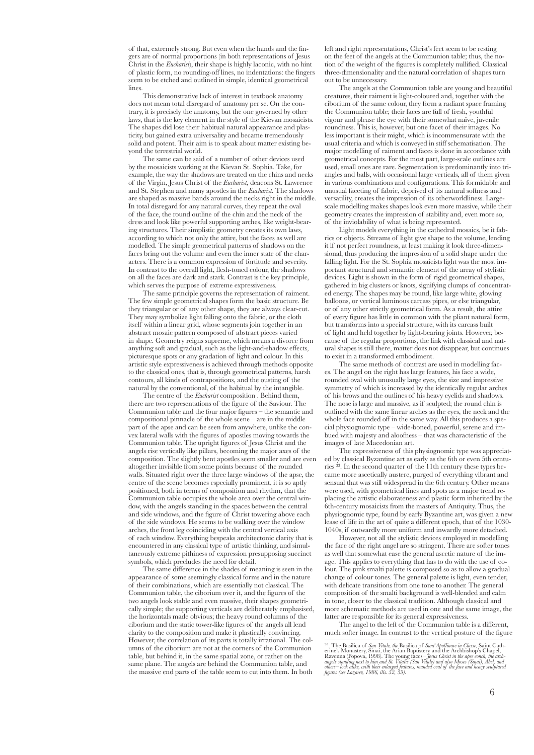of that, extremely strong. But even when the hands and the fingers are of normal proportions (in both representations of Jesus Christ in the *Eucharist*), their shape is highly laconic, with no hint of plastic form, no rounding-off lines, no indentations: the fingers seem to be etched and outlined in simple, identical geometrical lines.

This demonstrative lack of interest in textbook anatomy does not mean total disregard of anatomy per se. On the contrary, it is precisely the anatomy, but the one governed by other laws, that is the key element in the style of the Kievan mosaicists. The shapes did lose their habitual natural appearance and plasticity, but gained extra universality and became tremendously solid and potent. Their aim is to speak about matter existing beyond the terrestrial world.

The same can be said of a number of other devices used by the mosaicists working at the Kievan St. Sophia. Take, for example, the way the shadows are treated on the chins and necks of the Virgin, Jesus Christ of the *Eucharist,* deacons St. Lawrence and St. Stephen and many apostles in the *Eucharist*. The shadows are shaped as massive bands around the necks right in the middle. In total disregard for any natural curves, they repeat the oval of the face, the round outline of the chin and the neck of the dress and look like powerful supporting arches, like weight-bearing structures. Their simplistic geometry creates its own laws, according to which not only the attire, but the faces as well are modelled. The simple geometrical patterns of shadows on the faces bring out the volume and even the inner state of the characters. There is a common expression of fortitude and severity. In contrast to the overall light, flesh-toned colour, the shadows on all the faces are dark and stark. Contrast is the key principle, which serves the purpose of extreme expressiveness.

The same principle governs the representation of raiment. The few simple geometrical shapes form the basic structure. Be they triangular or of any other shape, they are always clear-cut. They may symbolize light falling onto the fabric, or the cloth itself within a linear grid, whose segments join together in an abstract mosaic pattern composed of abstract pieces varied in shape. Geometry reigns supreme, which means a divorce from anything soft and gradual, such as the light-and-shadow effects, picturesque spots or any gradation of light and colour. In this artistic style expressiveness is achieved through methods opposite to the classical ones, that is, through geometrical patterns, harsh contours, all kinds of contrapositions, and the ousting of the natural by the conventional, of the habitual by the intangible.

The centre of the *Eucharist* composition . Behind them, there are two representations of the figure of the Saviour. The Communion table and the four major figures – the semantic and compositional pinnacle of the whole scene – are in the middle part of the apse and can be seen from anywhere, unlike the convex lateral walls with the figures of apostles moving towards the Communion table. The upright figures of Jesus Christ and the angels rise vertically like pillars, becoming the major axes of the composition. The slightly bent apostles seem smaller and are even altogether invisible from some points because of the rounded walls. Situated right over the three large windows of the apse, the centre of the scene becomes especially prominent, it is so aptly positioned, both in terms of composition and rhythm, that the Communion table occupies the whole area over the central window, with the angels standing in the spaces between the central and side windows, and the figure of Christ towering above each of the side windows. He seems to be walking over the window arches, the front leg coinciding with the central vertical axis of each window. Everything bespeaks architectonic clarity that is encountered in any classical type of artistic thinking, and simultaneously extreme pithiness of expression presupposing succinct symbols, which precludes the need for detail.

The same difference in the shades of meaning is seen in the appearance of some seemingly classical forms and in the nature of their combinations, which are essentially not classical. The Communion table, the ciborium over it, and the figures of the two angels look stable and even massive, their shapes geometrically simple; the supporting verticals are deliberately emphasised, the horizontals made obvious; the heavy round columns of the ciborium and the static tower-like figures of the angels all lend clarity to the composition and make it plastically convincing. However, the correlation of its parts is totally irrational. The columns of the ciborium are not at the corners of the Communion table, but behind it, in the same spatial zone, or rather on the same plane. The angels are behind the Communion table, and the massive end parts of the table seem to cut into them. In both left and right representations, Christ's feet seem to be resting on the feet of the angels at the Communion table; thus, the notion of the weight of the figures is completely nullified. Classical three-dimensionality and the natural correlation of shapes turn out to be unnecessary.

The angels at the Communion table are young and beautiful creatures, their raiment is light-coloured and, together with the ciborium of the same colour, they form a radiant space framing the Communion table; their faces are full of fresh, youthful vigour and please the eye with their somewhat naïve, juvenile roundness. This is, however, but one facet of their images. No less important is their might, which is incommensurate with the usual criteria and which is conveyed in stiff schematisation. The major modelling of raiment and faces is done in accordance with geometrical concepts. For the most part, large-scale outlines are used, small ones are rare. Segmentation is predominantly into triangles and balls, with occasional large verticals, all of them given in various combinations and configurations. This formidable and unusual faceting of fabric, deprived of its natural softness and versatility, creates the impression of its otherworldliness. Large-scale modelling makes shapes look even more massive, while their geometry creates the impression of stability and, even more so, of the inviolability of what is being represented.

Light models everything in the cathedral mosaics, be it fabrics or objects. Streams of light give shape to the volume, lending it if not perfect roundness, at least making it look three-dimensional, thus producing the impression of a solid shape under the falling light. For the St. Sophia mosaicists light was the most important structural and semantic element of the array of stylistic devices. Light is shown in the form of rigid geometrical shapes, gathered in big clusters or knots, signifying clumps of concentrated energy. The shapes may be round, like large white, glowing balloons, or vertical luminous carcass pipes, or else triangular, or of any other strictly geometrical form. As a result, the attire of every figure has little in common with the pliant natural form, but transforms into a special structure, with its carcass built of light and held together by light-bearing joints. However, because of the regular proportions, the link with classical and natural shapes is still there, matter does not disappear, but continues to exist in a transformed embodiment.

The same methods of contrast are used in modelling faces. The angel on the right has large features, his face a wide, rounded oval with unusually large eyes, the size and impressive symmetry of which is increased by the identically regular arches of his brows and the outlines of his heavy eyelids and shadows. The nose is large and massive, as if sculpted; the round chin is outlined with the same linear arches as the eyes, the neck and the whole face rounded off in the same way. All this produces a special physiognomic type – wide-boned, powerful, serene and imbued with majesty and aloofness – that was characteristic of the images of late Macedonian art.

The expressiveness of this physiognomic type was appreciated by classical Byzantine art as early as the 6th or even 5th centuries [33]. In the second quarter of the 11th century these types became more ascetically austere, purged of everything vibrant and sensual that was still widespread in the 6th century. Other means were used, with geometrical lines and spots as a major trend replacing the artistic elaborateness and plastic form inherited by the 6th-century mosaicists from the masters of Antiquity. Thus, the physiognomic type, found by early Byzantine art, was given a new lease of life in the art of quite a different epoch, that of the 1030-1040s, if outwardly more uniform and inwardly more detached.

However, not all the stylistic devices employed in modelling the face of the right angel are so stringent. There are softer tones as well that somewhat ease the general ascetic nature of the image. This applies to everything that has to do with the use of colour. The pink smalti palette is composed so as to allow a gradual change of colour tones. The general palette is light, even tender, with delicate transitions from one tone to another. The general composition of the smalti background is well-blended and calm in tone, closer to the classical tradition. Although classical and more schematic methods are used in one and the same image, the latter are responsible for its general expressiveness.

The angel to the left of the Communion table is a different, much softer image. In contrast to the vertical posture of the figure

---

[33]. The Basilica of *San Vitale, the* Basilica of *Sant'Apollinare in Classe,* Saint Catherine's Monastery, Sinai, the Arian Baptistery and the Archbishop's Chapel, Ravenna (Popova, 1998). The young faces – *Jesus Christ in the apse conch, the archangels standing next to him and St. Vitalis (San Vitale) and also Moses (Sinai), Abel, and others – look alike, with their enlarged features, rounded oval of the face and heavy sculptured figures (see Lazarev, 1986, ills. 52, 53).*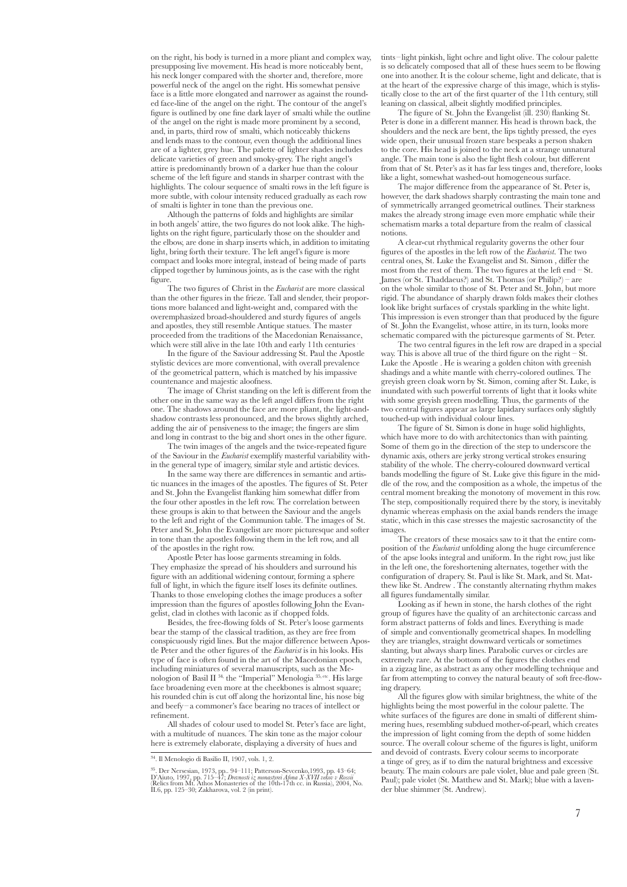on the right, his body is turned in a more pliant and complex way, presupposing live movement. His head is more noticeably bent, his neck longer compared with the shorter and, therefore, more powerful neck of the angel on the right. His somewhat pensive face is a little more elongated and narrower as against the rounded face-line of the angel on the right. The contour of the angel's figure is outlined by one fine dark layer of smalti while the outline of the angel on the right is made more prominent by a second, and, in parts, third row of smalti, which noticeably thickens and lends mass to the contour, even though the additional lines are of a lighter, grey hue. The palette of lighter shades includes delicate varieties of green and smoky-grey. The right angel's attire is predominantly brown of a darker hue than the colour scheme of the left figure and stands in sharper contrast with the highlights. The colour sequence of smalti rows in the left figure is more subtle, with colour intensity reduced gradually as each row of smalti is lighter in tone than the previous one.

Although the patterns of folds and highlights are similar in both angels' attire, the two figures do not look alike. The highlights on the right figure, particularly those on the shoulder and the elbow, are done in sharp inserts which, in addition to imitating light, bring forth their texture. The left angel's figure is more compact and looks more integral, instead of being made of parts clipped together by luminous joints, as is the case with the right figure.

The two figures of Christ in the *Eucharist* are more classical than the other figures in the frieze. Tall and slender, their proportions more balanced and light-weight and, compared with the overemphasized broad-shouldered and sturdy figures of angels and apostles, they still resemble Antique statues. The master proceeded from the traditions of the Macedonian Renaissance, which were still alive in the late 10th and early 11th centuries.

In the figure of the Saviour addressing St. Paul the Apostle stylistic devices are more conventional, with overall prevalence of the geometrical pattern, which is matched by his impassive countenance and majestic aloofness.

The image of Christ standing on the left is different from the other one in the same way as the left angel differs from the right one. The shadows around the face are more pliant, the light-and-shadow contrasts less pronounced, and the brows slightly arched, adding the air of pensiveness to the image; the fingers are slim and long in contrast to the big and short ones in the other figure.

The twin images of the angels and the twice-repeated figure of the Saviour in the *Eucharist* exemplify masterful variability within the general type of imagery, similar style and artistic devices.

In the same way there are differences in semantic and artistic nuances in the images of the apostles. The figures of St. Peter and St. John the Evangelist flanking him somewhat differ from the four other apostles in the left row. The correlation between these groups is akin to that between the Saviour and the angels to the left and right of the Communion table. The images of St. Peter and St. John the Evangelist are more picturesque and softer in tone than the apostles following them in the left row, and all of the apostles in the right row.

Apostle Peter has loose garments streaming in folds. They emphasize the spread of his shoulders and surround his figure with an additional widening contour, forming a sphere full of light, in which the figure itself loses its definite outlines. Thanks to those enveloping clothes the image produces a softer impression than the figures of apostles following John the Evangelist, clad in clothes with laconic as if chopped folds.

Besides, the free-flowing folds of St. Peter's loose garments bear the stamp of the classical tradition, as they are free from conspicuously rigid lines. But the major difference between Apostle Peter and the other figures of the *Eucharist* is in his looks. His type of face is often found in the art of the Macedonian epoch, including miniatures of several manuscripts, such as the Menologion of Basil II [34], the "Imperial" Menologia [35, etc]. His large face broadening even more at the cheekbones is almost square; his rounded chin is cut off along the horizontal line, his nose big and beefy – a commoner's face bearing no traces of intellect or refinement.

All shades of colour used to model St. Peter's face are light, with a multitude of nuances. The skin tone as the major colour here is extremely elaborate, displaying a diversity of hues and tints – light pinkish, light ochre and light olive. The colour palette is so delicately composed that all of these hues seem to be flowing one into another. It is the colour scheme, light and delicate, that is at the heart of the expressive charge of this image, which is stylistically close to the art of the first quarter of the 11th century, still leaning on classical, albeit slightly modified principles.

The figure of St. John the Evangelist (ill. 230) flanking St. Peter is done in a different manner. His head is thrown back, the shoulders and the neck are bent, the lips tightly pressed, the eyes wide open, their unusual frozen stare bespeaks a person shaken to the core. His head is joined to the neck at a strange unnatural angle. The main tone is also the light flesh colour, but different from that of St. Peter's as it has far less tinges and, therefore, looks like a light, somewhat washed-out homogeneous surface.

The major difference from the appearance of St. Peter is, however, the dark shadows sharply contrasting the main tone and of symmetrically arranged geometrical outlines. Their starkness makes the already strong image even more emphatic while their schematism marks a total departure from the realm of classical notions.

A clear-cut rhythmical regularity governs the other four figures of the apostles in the left row of the *Eucharist*. The two central ones, St. Luke the Evangelist and St. Simon , differ the most from the rest of them. The two figures at the left end – St. James (or St. Thaddaeus?) and St. Thomas (or Philip?) – are on the whole similar to those of St. Peter and St. John, but more rigid. The abundance of sharply drawn folds makes their clothes look like bright surfaces of crystals sparkling in the white light. This impression is even stronger than that produced by the figure of St. John the Evangelist, whose attire, in its turn, looks more schematic compared with the picturesque garments of St. Peter.

The two central figures in the left row are draped in a special way. This is above all true of the third figure on the right – St. Luke the Apostle . He is wearing a golden chiton with greenish shadings and a white mantle with cherry-colored outlines. The greyish green cloak worn by St. Simon, coming after St. Luke, is inundated with such powerful torrents of light that it looks white with some greyish green modelling. Thus, the garments of the two central figures appear as large lapidary surfaces only slightly touched-up with individual colour lines.

The figure of St. Simon is done in huge solid highlights, which have more to do with architectonics than with painting. Some of them go in the direction of the step to underscore the dynamic axis, others are jerky strong vertical strokes ensuring stability of the whole. The cherry-coloured downward vertical bands modelling the figure of St. Luke give this figure in the middle of the row, and the composition as a whole, the impetus of the central moment breaking the monotony of movement in this row. The step, compositionally required there by the story, is inevitably dynamic whereas emphasis on the axial bands renders the image static, which in this case stresses the majestic sacrosanctity of the images.

The creators of these mosaics saw to it that the entire composition of the *Eucharist* unfolding along the huge circumference of the apse looks integral and uniform. In the right row, just like in the left one, the foreshortening alternates, together with the configuration of drapery. St. Paul is like St. Mark, and St. Matthew like St. Andrew . The constantly alternating rhythm makes all figures fundamentally similar.

Looking as if hewn in stone, the harsh clothes of the right group of figures have the quality of an architectonic carcass and form abstract patterns of folds and lines. Everything is made of simple and conventionally geometrical shapes. In modelling they are triangles, straight downward verticals or sometimes slanting, but always sharp lines. Parabolic curves or circles are extremely rare. At the bottom of the figures the clothes end in a zigzag line, as abstract as any other modelling technique and far from attempting to convey the natural beauty of soft free-flowing drapery.

All the figures glow with similar brightness, the white of the highlights being the most powerful in the colour palette. The white surfaces of the figures are done in smalti of different shimmering hues, resembling subdued mother-of-pearl, which creates the impression of light coming from the depth of some hidden source. The overall colour scheme of the figures is light, uniform and devoid of contrasts. Every colour seems to incorporate a tinge of grey, as if to dim the natural brightness and excessive beauty. The main colours are pale violet, blue and pale green (St. Paul); pale violet (St. Matthew and St. Mark); blue with a lavender blue shimmer (St. Andrew).

---

[34]. Il Menologio di Basilio II, 1907, vols. 1, 2.

[35]. Der Nersesian, 1973, pp.. 94–111; Patterson-Sevcenko,1993, pp. 43–64; D'Aiuto, 1997, pp. 715–47; *Drevnosti iz monastyrei Afona X-XVII vekov v Rossii* (Relics from Mt. Athos Monasteries of the 10th-17th cc. in Russia), 2004, No. II.6, pp. 125–30; Zakharova, vol. 2 (in print).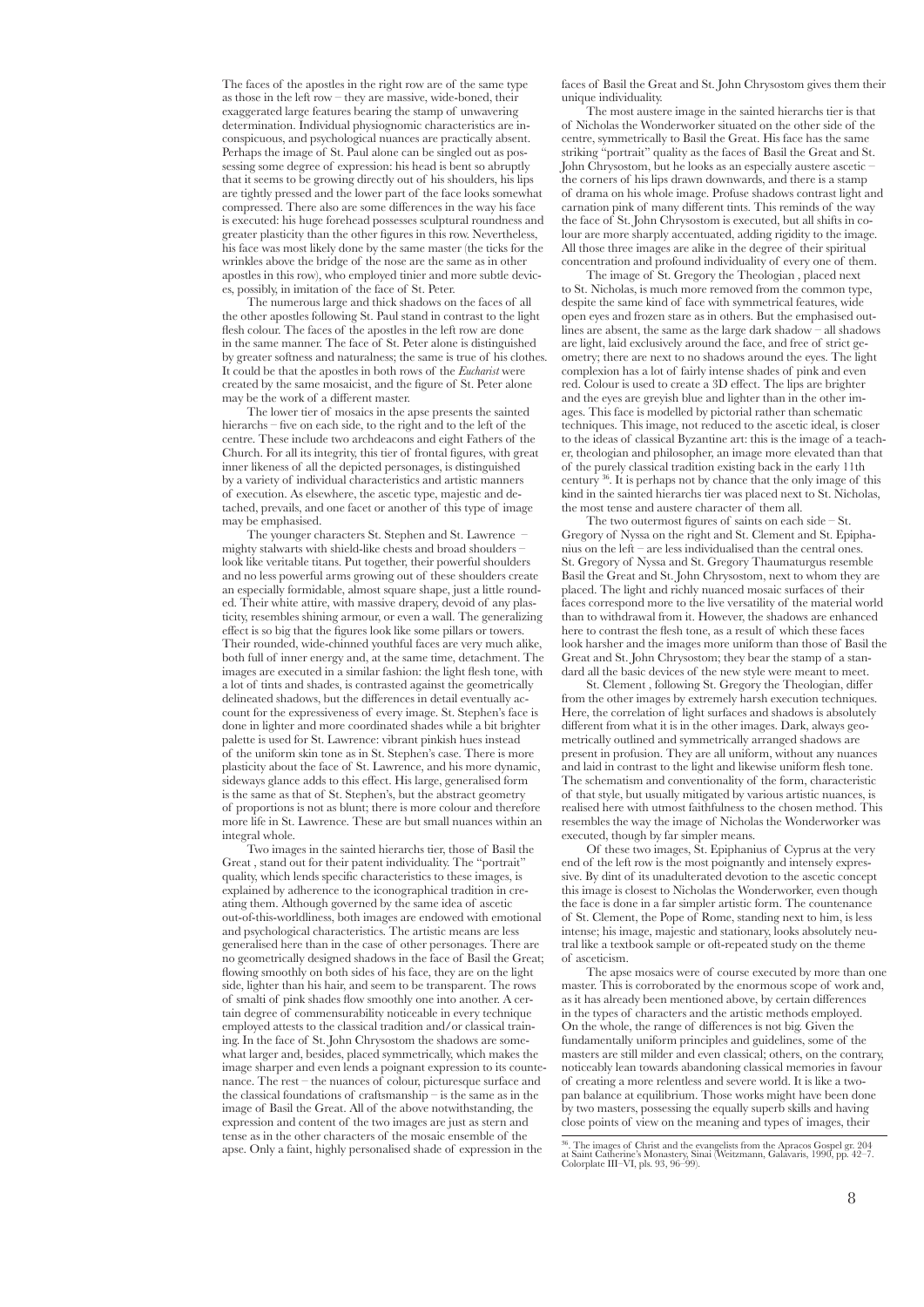The faces of the apostles in the right row are of the same type as those in the left row – they are massive, wide-boned, their exaggerated large features bearing the stamp of unwavering determination. Individual physiognomic characteristics are inconspicuous, and psychological nuances are practically absent. Perhaps the image of St. Paul alone can be singled out as possessing some degree of expression: his head is bent so abruptly that it seems to be growing directly out of his shoulders, his lips are tightly pressed and the lower part of the face looks somewhat compressed. There also are some differences in the way his face is executed: his huge forehead possesses sculptural roundness and greater plasticity than the other figures in this row. Nevertheless, his face was most likely done by the same master (the ticks for the wrinkles above the bridge of the nose are the same as in other apostles in this row), who employed tinier and more subtle devices, possibly, in imitation of the face of St. Peter.

The numerous large and thick shadows on the faces of all the other apostles following St. Paul stand in contrast to the light flesh colour. The faces of the apostles in the left row are done in the same manner. The face of St. Peter alone is distinguished by greater softness and naturalness; the same is true of his clothes. It could be that the apostles in both rows of the *Eucharist* were created by the same mosaicist, and the figure of St. Peter alone may be the work of a different master.

The lower tier of mosaics in the apse presents the sainted hierarchs – five on each side, to the right and to the left of the centre. These include two archdeacons and eight Fathers of the Church. For all its integrity, this tier of frontal figures, with great inner likeness of all the depicted personages, is distinguished by a variety of individual characteristics and artistic manners of execution. As elsewhere, the ascetic type, majestic and detached, prevails, and one facet or another of this type of image may be emphasised.

The younger characters St. Stephen and St. Lawrence – mighty stalwarts with shield-like chests and broad shoulders – look like veritable titans. Put together, their powerful shoulders and no less powerful arms growing out of these shoulders create an especially formidable, almost square shape, just a little rounded. Their white attire, with massive drapery, devoid of any plasticity, resembles shining armour, or even a wall. The generalizing effect is so big that the figures look like some pillars or towers. Their rounded, wide-chinned youthful faces are very much alike, both full of inner energy and, at the same time, detachment. The images are executed in a similar fashion: the light flesh tone, with a lot of tints and shades, is contrasted against the geometrically delineated shadows, but the differences in detail eventually account for the expressiveness of every image. St. Stephen's face is done in lighter and more coordinated shades while a bit brighter palette is used for St. Lawrence: vibrant pinkish hues instead of the uniform skin tone as in St. Stephen's case. There is more plasticity about the face of St. Lawrence, and his more dynamic, sideways glance adds to this effect. His large, generalised form is the same as that of St. Stephen's, but the abstract geometry of proportions is not as blunt; there is more colour and therefore more life in St. Lawrence. These are but small nuances within an integral whole.

Two images in the sainted hierarchs tier, those of Basil the Great , stand out for their patent individuality. The "portrait" quality, which lends specific characteristics to these images, is explained by adherence to the iconographical tradition in creating them. Although governed by the same idea of ascetic out-of-this-worldliness, both images are endowed with emotional and psychological characteristics. The artistic means are less generalised here than in the case of other personages. There are no geometrically designed shadows in the face of Basil the Great; flowing smoothly on both sides of his face, they are on the light side, lighter than his hair, and seem to be transparent. The rows of smalti of pink shades flow smoothly one into another. A certain degree of commensurability noticeable in every technique employed attests to the classical tradition and/or classical training. In the face of St. John Chrysostom the shadows are somewhat larger and, besides, placed symmetrically, which makes the image sharper and even lends a poignant expression to its countenance. The rest – the nuances of colour, picturesque surface and the classical foundations of craftsmanship – is the same as in the image of Basil the Great. All of the above notwithstanding, the expression and content of the two images are just as stern and tense as in the other characters of the mosaic ensemble of the apse. Only a faint, highly personalised shade of expression in the faces of Basil the Great and St. John Chrysostom gives them their unique individuality.

The most austere image in the sainted hierarchs tier is that of Nicholas the Wonderworker situated on the other side of the centre, symmetrically to Basil the Great. His face has the same striking "portrait" quality as the faces of Basil the Great and St. John Chrysostom, but he looks as an especially austere ascetic – the corners of his lips drawn downwards, and there is a stamp of drama on his whole image. Profuse shadows contrast light and carnation pink of many different tints. This reminds of the way the face of St. John Chrysostom is executed, but all shifts in colour are more sharply accentuated, adding rigidity to the image. All those three images are alike in the degree of their spiritual concentration and profound individuality of every one of them.

The image of St. Gregory the Theologian , placed next to St. Nicholas, is much more removed from the common type, despite the same kind of face with symmetrical features, wide open eyes and frozen stare as in others. But the emphasised outlines are absent, the same as the large dark shadow – all shadows are light, laid exclusively around the face, and free of strict geometry; there are next to no shadows around the eyes. The light complexion has a lot of fairly intense shades of pink and even red. Colour is used to create a 3D effect. The lips are brighter and the eyes are greyish blue and lighter than in the other images. This face is modelled by pictorial rather than schematic techniques. This image, not reduced to the ascetic ideal, is closer to the ideas of classical Byzantine art: this is the image of a teacher, theologian and philosopher, an image more elevated than that of the purely classical tradition existing back in the early 11th century [36]. It is perhaps not by chance that the only image of this kind in the sainted hierarchs tier was placed next to St. Nicholas, the most tense and austere character of them all.

The two outermost figures of saints on each side – St. Gregory of Nyssa on the right and St. Clement and St. Epiphanius on the left – are less individualised than the central ones. St. Gregory of Nyssa and St. Gregory Thaumaturgus resemble Basil the Great and St. John Chrysostom, next to whom they are placed. The light and richly nuanced mosaic surfaces of their faces correspond more to the live versatility of the material world than to withdrawal from it. However, the shadows are enhanced here to contrast the flesh tone, as a result of which these faces look harsher and the images more uniform than those of Basil the Great and St. John Chrysostom; they bear the stamp of a standard all the basic devices of the new style were meant to meet.

St. Clement , following St. Gregory the Theologian, differ from the other images by extremely harsh execution techniques. Here, the correlation of light surfaces and shadows is absolutely different from what it is in the other images. Dark, always geometrically outlined and symmetrically arranged shadows are present in profusion. They are all uniform, without any nuances and laid in contrast to the light and likewise uniform flesh tone. The schematism and conventionality of the form, characteristic of that style, but usually mitigated by various artistic nuances, is realised here with utmost faithfulness to the chosen method. This resembles the way the image of Nicholas the Wonderworker was executed, though by far simpler means.

Of these two images, St. Epiphanius of Cyprus at the very end of the left row is the most poignantly and intensely expressive. By dint of its unadulterated devotion to the ascetic concept this image is closest to Nicholas the Wonderworker, even though the face is done in a far simpler artistic form. The countenance of St. Clement, the Pope of Rome, standing next to him, is less intense; his image, majestic and stationary, looks absolutely neutral like a textbook sample or oft-repeated study on the theme of asceticism.

The apse mosaics were of course executed by more than one master. This is corroborated by the enormous scope of work and, as it has already been mentioned above, by certain differences in the types of characters and the artistic methods employed. On the whole, the range of differences is not big. Given the fundamentally uniform principles and guidelines, some of the masters are still milder and even classical; others, on the contrary, noticeably lean towards abandoning classical memories in favour of creating a more relentless and severe world. It is like a two-pan balance at equilibrium. Those works might have been done by two masters, possessing the equally superb skills and having close points of view on the meaning and types of images, their

[36]. The images of Christ and the evangelists from the Apracos Gospel gr. 204 at Saint Catherine's Monastery, Sinai (Weitzmann, Galavaris, 1990, pp. 42–7. Colorplate III–VI, pls. 93, 96–99).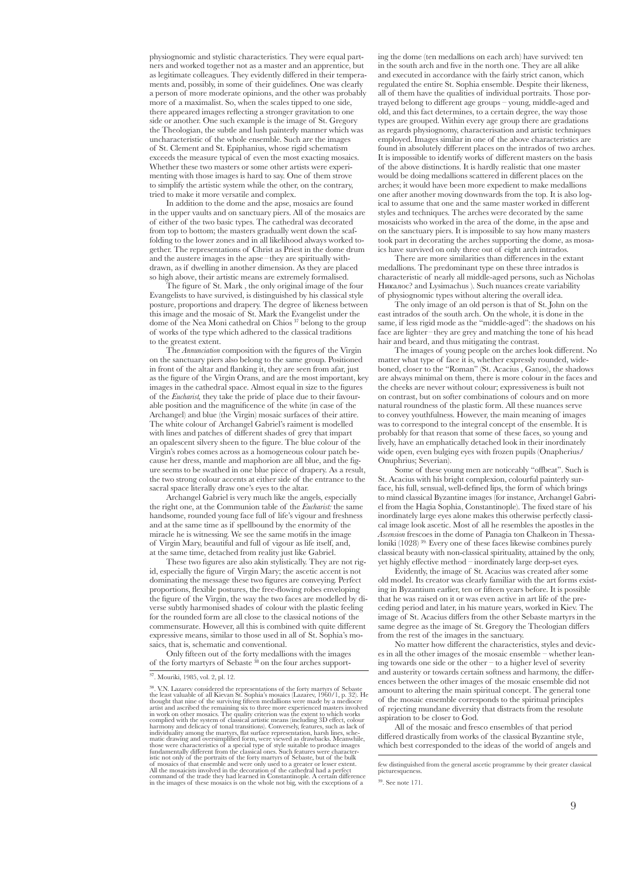physiognomic and stylistic characteristics. They were equal partners and worked together not as a master and an apprentice, but as legitimate colleagues. They evidently differed in their temperaments and, possibly, in some of their guidelines. One was clearly a person of more moderate opinions, and the other was probably more of a maximalist. So, when the scales tipped to one side, there appeared images reflecting a stronger gravitation to one side or another. One such example is the image of St. Gregory the Theologian, the subtle and lush painterly manner which was uncharacteristic of the whole ensemble. Such are the images of St. Clement and St. Epiphanius, whose rigid schematism exceeds the measure typical of even the most exacting mosaics. Whether these two masters or some other artists were experimenting with those images is hard to say. One of them strove to simplify the artistic system while the other, on the contrary, tried to make it more versatile and complex.

In addition to the dome and the apse, mosaics are found in the upper vaults and on sanctuary piers. All of the mosaics are of either of the two basic types. The cathedral was decorated from top to bottom; the masters gradually went down the scaffolding to the lower zones and in all likelihood always worked together. The representations of Christ as Priest in the dome drum and the austere images in the apse – they are spiritually withdrawn, as if dwelling in another dimension. As they are placed so high above, their artistic means are extremely formalised.

The figure of St. Mark , the only original image of the four Evangelists to have survived, is distinguished by his classical style posture, proportions and drapery. The degree of likeness between this image and the mosaic of St. Mark the Evangelist under the dome of the Nea Moni cathedral on Chios [37] belong to the group of works of the type which adhered to the classical traditions to the greatest extent.

The *Annunciation* composition with the figures of the Virgin on the sanctuary piers also belong to the same group. Positioned in front of the altar and flanking it, they are seen from afar, just as the figure of the Virgin Orans, and are the most important, key images in the cathedral space. Almost equal in size to the figures of the *Eucharist,* they take the pride of place due to their favourable position and the magnificence of the white (in case of the Archangel) and blue (the Virgin) mosaic surfaces of their attire. The white colour of Archangel Gabriel's raiment is modelled with lines and patches of different shades of grey that impart an opalescent silvery sheen to the figure. The blue colour of the Virgin's robes comes across as a homogeneous colour patch because her dress, mantle and maphorion are all blue, and the figure seems to be swathed in one blue piece of drapery. As a result, the two strong colour accents at either side of the entrance to the sacral space literally draw one's eyes to the altar.

Archangel Gabriel is very much like the angels, especially the right one, at the Communion table of the *Eucharist:* the same handsome, rounded young face full of life's vigour and freshness and at the same time as if spellbound by the enormity of the miracle he is witnessing. We see the same motifs in the image of Virgin Mary, beautiful and full of vigour as life itself, and, at the same time, detached from reality just like Gabriel.

These two figures are also akin stylistically. They are not rigid, especially the figure of Virgin Mary; the ascetic accent is not dominating the message these two figures are conveying. Perfect proportions, flexible postures, the free-flowing robes enveloping the figure of the Virgin, the way the two faces are modelled by diverse subtly harmonised shades of colour with the plastic feeling for the rounded form are all close to the classical notions of the commensurate. However, all this is combined with quite different expressive means, similar to those used in all of St. Sophia's mosaics, that is, schematic and conventional.

Only fifteen out of the forty medallions with the images of the forty martyrs of Sebaste [38] on the four arches supporting the dome (ten medallions on each arch) have survived: ten in the south arch and five in the north one. They are all alike and executed in accordance with the fairly strict canon, which regulated the entire St. Sophia ensemble. Despite their likeness, all of them have the qualities of individual portraits. Those portrayed belong to different age groups – young, middle-aged and old, and this fact determines, to a certain degree, the way those types are grouped. Within every age group there are gradations as regards physiognomy, characterisation and artistic techniques employed. Images similar in one of the above characteristics are found in absolutely different places on the intrados of two arches. It is impossible to identify works of different masters on the basis of the above distinctions. It is hardly realistic that one master would be doing medallions scattered in different places on the arches; it would have been more expedient to make medallions one after another moving downwards from the top. It is also logical to assume that one and the same master worked in different styles and techniques. The arches were decorated by the same mosaicists who worked in the area of the dome, in the apse and on the sanctuary piers. It is impossible to say how many masters took part in decorating the arches supporting the dome, as mosaics have survived on only three out of eight arch intrados.

There are more similarities than differences in the extant medallions. The predominant type on these three intrados is characteristic of nearly all middle-aged persons, such as Nicholas Никалос? and Lysimachus ). Such nuances create variability of physiognomic types without altering the overall idea.

The only image of an old person is that of St. John on the east intrados of the south arch. On the whole, it is done in the same, if less rigid mode as the "middle-aged": the shadows on his face are lighter – they are grey and matching the tone of his head hair and beard, and thus mitigating the contrast.

The images of young people on the arches look different. No matter what type of face it is, whether expressly rounded, wide-boned, closer to the "Roman" (St. Acacius , Ganos), the shadows are always minimal on them, there is more colour in the faces and the cheeks are never without colour; expressiveness is built not on contrast, but on softer combinations of colours and on more natural roundness of the plastic form. All these nuances serve to convey youthfulness. However, the main meaning of images was to correspond to the integral concept of the ensemble. It is probably for that reason that some of these faces, so young and lively, have an emphatically detached look in their inordinately wide open, even bulging eyes with frozen pupils (Onapherius/ Onuphrius; Severian).

Some of these young men are noticeably "offbeat". Such is St. Acacius with his bright complexion, colourful painterly surface, his full, sensual, well-defined lips, the form of which brings to mind classical Byzantine images (for instance, Archangel Gabriel from the Hagia Sophia, Constantinople). The fixed stare of his inordinately large eyes alone makes this otherwise perfectly classical image look ascetic. Most of all he resembles the apostles in the *Ascension* frescoes in the dome of Panagia ton Chalkeon in Thessaloniki (1028) [39]. Every one of these faces likewise combines purely classical beauty with non-classical spirituality, attained by the only, yet highly effective method – inordinately large deep-set eyes.

Evidently, the image of St. Acacius was created after some old model. Its creator was clearly familiar with the art forms existing in Byzantium earlier, ten or fifteen years before. It is possible that he was raised on it or was even active in art life of the preceding period and later, in his mature years, worked in Kiev. The image of St. Acacius differs from the other Sebaste martyrs in the same degree as the image of St. Gregory the Theologian differs from the rest of the images in the sanctuary.

No matter how different the characteristics, styles and devices in all the other images of the mosaic ensemble – whether leaning towards one side or the other – to a higher level of severity and austerity or towards certain softness and harmony, the differences between the other images of the mosaic ensemble did not amount to altering the main spiritual concept. The general tone of the mosaic ensemble corresponds to the spiritual principles of rejecting mundane diversity that distracts from the resolute aspiration to be closer to God.

All of the mosaic and fresco ensembles of that period differed drastically from works of the classical Byzantine style, which best corresponded to the ideas of the world of angels and

---

[37]. Mouriki, 1985, vol. 2, pl. 12.

[38]. V.N. Lazarev considered the representations of the forty martyrs of Sebaste the least valuable of all Kievan St. Sophia's mosaics (Lazarev, 1960/1, p. 32). He thought that nine of the surviving fifteen medallions were made by a mediocre artist and ascribed the remaining six to three more experienced masters involved in work on other mosaics. The quality criterion was the extent to which works complied with the system of classical artistic means (including 3D effect, colour harmony and delicacy of tonal transitions). Conversely, features, such as lack of individuality among the martyrs, flat surface representation, harsh lines, schematic drawing and oversimplified form, were viewed as drawbacks. Meanwhile, those were characteristics of a special type of style suitable to produce images fundamentally different from the classical ones. Such features were characteristic not only of the portraits of the forty martyrs of Sebaste, but of the bulk of mosaics of that ensemble and were only used to a greater or lesser extent. All the mosaicists involved in the decoration of the cathedral had a perfect command of the trade they had learned in Constantinople. A certain difference in the images of these mosaics is on the whole not big, with the exceptions of a few distinguished from the general ascetic programme by their greater classical picturesqueness.

[39]. See note 171.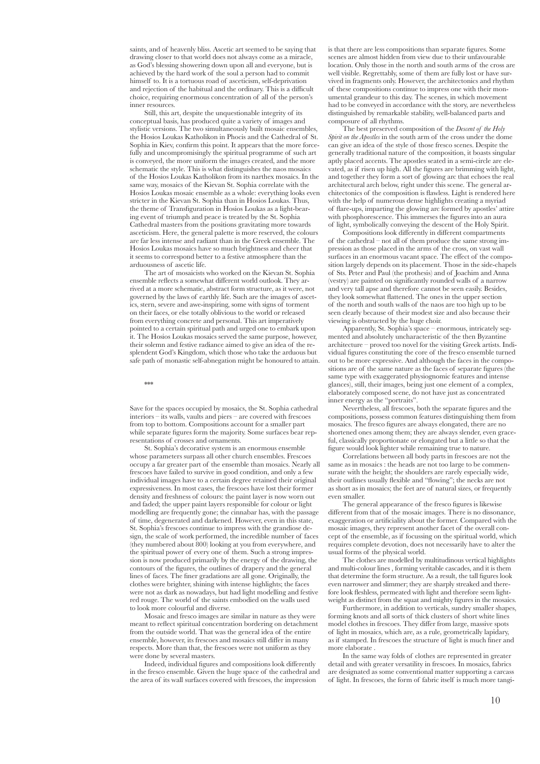saints, and of heavenly bliss. Ascetic art seemed to be saying that drawing closer to that world does not always come as a miracle, as God's blessing showering down upon all and everyone, but is achieved by the hard work of the soul a person had to commit himself to. It is a tortuous road of asceticism, self-deprivation and rejection of the habitual and the ordinary. This is a difficult choice, requiring enormous concentration of all of the person's inner resources.

Still, this art, despite the unquestionable integrity of its conceptual basis, has produced quite a variety of images and stylistic versions. The two simultaneously built mosaic ensembles, the Hosios Loukas Katholikon in Phocis and the Cathedral of St. Sophia in Kiev, confirm this point. It appears that the more forcefully and uncompromisingly the spiritual programme of such art is conveyed, the more uniform the images created, and the more schematic the style. This is what distinguishes the naos mosaics of the Hosios Loukas Katholikon from its narthex mosaics. In the same way, mosaics of the Kievan St. Sophia correlate with the Hosios Loukas mosaic ensemble as a whole: everything looks even stricter in the Kievan St. Sophia than in Hosios Loukas. Thus, the theme of Transfiguration in Hosios Loukas as a light-bearing event of triumph and peace is treated by the St. Sophia Cathedral masters from the positions gravitating more towards asceticism. Here, the general palette is more reserved, the colours are far less intense and radiant than in the Greek ensemble. The Hosios Loukas mosaics have so much brightness and cheer that it seems to correspond better to a festive atmosphere than the arduousness of ascetic life.

The art of mosaicists who worked on the Kievan St. Sophia ensemble reflects a somewhat different world outlook. They arrived at a more schematic, abstract form structure, as it were, not governed by the laws of earthly life. Such are the images of ascetics, stern, severe and awe-inspiring, some with signs of torment on their faces, or else totally oblivious to the world or released from everything concrete and personal. This art imperatively pointed to a certain spiritual path and urged one to embark upon it. The Hosios Loukas mosaics served the same purpose, however, their solemn and festive radiance aimed to give an idea of the resplendent God's Kingdom, which those who take the arduous but safe path of monastic self-abnegation might be honoured to attain.

\*\*\*

Save for the spaces occupied by mosaics, the St. Sophia cathedral interiors – its walls, vaults and piers – are covered with frescoes from top to bottom. Compositions account for a smaller part while separate figures form the majority. Some surfaces bear representations of crosses and ornaments.

St. Sophia's decorative system is an enormous ensemble whose parameters surpass all other church ensembles. Frescoes occupy a far greater part of the ensemble than mosaics. Nearly all frescoes have failed to survive in good condition, and only a few individual images have to a certain degree retained their original expressiveness. In most cases, the frescoes have lost their former density and freshness of colours: the paint layer is now worn out and faded; the upper paint layers responsible for colour or light modelling are frequently gone; the cinnabar has, with the passage of time, degenerated and darkened. However, even in this state, St. Sophia's frescoes continue to impress with the grandiose design, the scale of work performed, the incredible number of faces (they numbered about 800) looking at you from everywhere, and the spiritual power of every one of them. Such a strong impression is now produced primarily by the energy of the drawing, the contours of the figures, the outlines of drapery and the general lines of faces. The finer gradations are all gone. Originally, the clothes were brighter, shining with intense highlights; the faces were not as dark as nowadays, but had light modelling and festive red rouge. The world of the saints embodied on the walls used to look more colourful and diverse.

Mosaic and fresco images are similar in nature as they were meant to reflect spiritual concentration bordering on detachment from the outside world. That was the general idea of the entire ensemble, however, its frescoes and mosaics still differ in many respects. More than that, the frescoes were not uniform as they were done by several masters.

Indeed, individual figures and compositions look differently in the fresco ensemble. Given the huge space of the cathedral and the area of its wall surfaces covered with frescoes, the impression is that there are less compositions than separate figures. Some scenes are almost hidden from view due to their unfavourable location. Only those in the north and south arms of the cross are well visible. Regrettably, some of them are fully lost or have survived in fragments only. However, the architectonics and rhythm of these compositions continue to impress one with their monumental grandeur to this day. The scenes, in which movement had to be conveyed in accordance with the story, are nevertheless distinguished by remarkable stability, well-balanced parts and composure of all rhythms.

The best preserved composition of the *Descent of the Holy Spirit on the Apostles* in the south arm of the cross under the dome can give an idea of the style of those fresco scenes. Despite the generally traditional nature of the composition, it boasts singular aptly placed accents. The apostles seated in a semi-circle are elevated, as if risen up high. All the figures are brimming with light, and together they form a sort of glowing arc that echoes the real architectural arch below, right under this scene. The general architectonics of the composition is flawless. Light is rendered here with the help of numerous dense highlights creating a myriad of flare-ups, imparting the glowing arc formed by apostles' attire with phosphorescence. This immerses the figures into an aura of light, symbolically conveying the descent of the Holy Spirit.

Compositions look differently in different compartments of the cathedral – not all of them produce the same strong impression as those placed in the arms of the cross, on vast wall surfaces in an enormous vacant space. The effect of the composition largely depends on its placement. Those in the side-chapels of Sts. Peter and Paul (the prothesis) and of Joachim and Anna (vestry) are painted on significantly rounded walls of a narrow and very tall apse and therefore cannot be seen easily. Besides, they look somewhat flattened. The ones in the upper section of the north and south walls of the naos are too high up to be seen clearly because of their modest size and also because their viewing is obstructed by the huge choir.

Apparently, St. Sophia's space – enormous, intricately segmented and absolutely uncharacteristic of the then Byzantine architecture – proved too novel for the visiting Greek artists. Individual figures constituting the core of the fresco ensemble turned out to be more expressive. And although the faces in the compositions are of the same nature as the faces of separate figures (the same type with exaggerated physiognomic features and intense glances), still, their images, being just one element of a complex, elaborately composed scene, do not have just as concentrated inner energy as the "portraits".

Nevertheless, all frescoes, both the separate figures and the compositions, possess common features distinguishing them from mosaics. The fresco figures are always elongated, there are no shortened ones among them; they are always slender, even graceful, classically proportionate or elongated but a little so that the figure would look lighter while remaining true to nature.

Correlations between all body parts in frescoes are not the same as in mosaics : the heads are not too large to be commensurate with the height; the shoulders are rarely especially wide, their outlines usually flexible and "flowing"; the necks are not as short as in mosaics; the feet are of natural sizes, or frequently even smaller.

The general appearance of the fresco figures is likewise different from that of the mosaic images. There is no dissonance, exaggeration or artificiality about the former. Compared with the mosaic images, they represent another facet of the overall concept of the ensemble, as if focussing on the spiritual world, which requires complete devotion, does not necessarily have to alter the usual forms of the physical world.

The clothes are modelled by multitudinous vertical highlights and multi-colour lines , forming veritable cascades, and it is them that determine the form structure. As a result, the tall figures look even narrower and slimmer; they are sharply streaked and therefore look fleshless, permeated with light and therefore seem lightweight as distinct from the squat and mighty figures in the mosaics.

Furthermore, in addition to verticals, sundry smaller shapes, forming knots and all sorts of thick clusters of short white lines model clothes in frescoes. They differ from large, massive spots of light in mosaics, which are, as a rule, geometrically lapidary, as if stamped. In frescoes the structure of light is much finer and more elaborate .

In the same way folds of clothes are represented in greater detail and with greater versatility in frescoes. In mosaics, fabrics are designated as some conventional matter supporting a carcass of light. In frescoes, the form of fabric itself is much more tangi-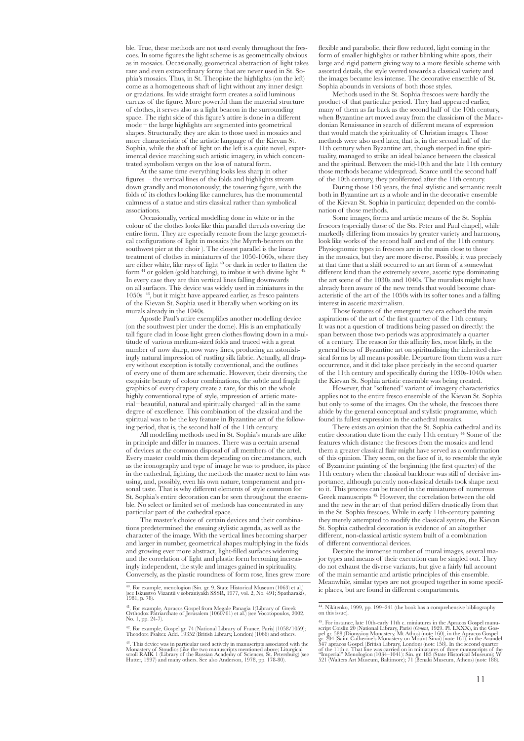ble. True, these methods are not used evenly throughout the frescoes. In some figures the light scheme is as geometrically obvious as in mosaics. Occasionally, geometrical abstraction of light takes rare and even extraordinary forms that are never used in St. Sophia's mosaics. Thus, in St. Theopiste the highlights (on the left) come as a homogeneous shaft of light without any inner design or gradations. Its wide straight form creates a solid luminous carcass of the figure. More powerful than the material structure of clothes, it serves also as a light beacon in the surrounding space. The right side of this figure's attire is done in a different mode – the large highlights are segmented into geometrical shapes. Structurally, they are akin to those used in mosaics and more characteristic of the artistic language of the Kievan St. Sophia, while the shaft of light on the left is a quite novel, experimental device matching such artistic imagery, in which concentrated symbolism verges on the loss of natural form.

At the same time everything looks less sharp in other figures – the vertical lines of the folds and highlights stream down grandly and monotonously; the towering figure, with the folds of its clothes looking like cannelures, has the monumental calmness of a statue and stirs classical rather than symbolical associations.

Occasionally, vertical modelling done in white or in the colour of the clothes looks like thin parallel threads covering the entire form. They are especially remote from the large geometrical configurations of light in mosaics (the Myrrh-bearers on the southwest pier at the choir ). The closest parallel is the linear treatment of clothes in miniatures of the 1050-1060s, where they are either white, like rays of light [40] or dark in order to flatten the form [41] or golden (gold hatching), to imbue it with divine light [42]. In every case they are thin vertical lines falling downwards on all surfaces. This device was widely used in miniatures in the 1050s [43], but it might have appeared earlier, as fresco painters of the Kievan St. Sophia used it liberally when working on its murals already in the 1040s.

Apostle Paul's attire exemplifies another modelling device (on the southwest pier under the dome). His is an emphatically tall figure clad in loose light green clothes flowing down in a multitude of various medium-sized folds and traced with a great number of now sharp, now wavy lines, producing an astonishingly natural impression of rustling silk fabric. Actually, all drapery without exception is totally conventional, and the outlines of every one of them are schematic. However, their diversity, the exquisite beauty of colour combinations, the subtle and fragile graphics of every drapery create a rare, for this on the whole highly conventional type of style, impression of artistic material – beautiful, natural and spiritually charged – all in the same degree of excellence. This combination of the classical and the spiritual was to be the key feature in Byzantine art of the following period, that is, the second half of the 11th century.

All modelling methods used in St. Sophia's murals are alike in principle and differ in nuances. There was a certain arsenal of devices at the common disposal of all members of the artel. Every master could mix them depending on circumstances, such as the iconography and type of image he was to produce, its place in the cathedral, lighting, the methods the master next to him was using, and, possibly, even his own nature, temperament and personal taste. That is why different elements of style common for St. Sophia's entire decoration can be seen throughout the ensemble. No select or limited set of methods has concentrated in any particular part of the cathedral space.

The master's choice of certain devices and their combinations predetermined the ensuing stylistic agenda, as well as the character of the image. With the vertical lines becoming sharper and larger in number, geometrical shapes multiplying in the folds and growing ever more abstract, light-filled surfaces widening and the correlation of light and plastic form becoming increasingly independent, the style and images gained in spirituality. Conversely, as the plastic roundness of form rose, lines grew more flexible and parabolic, their flow reduced, light coming in the form of smaller highlights or rather blinking white spots, their large and rigid pattern giving way to a more flexible scheme with assorted details, the style veered towards a classical variety and the images became less intense. The decorative ensemble of St. Sophia abounds in versions of both those styles.

Methods used in the St. Sophia frescoes were hardly the product of that particular period. They had appeared earlier, many of them as far back as the second half of the 10th century, when Byzantine art moved away from the classicism of the Macedonian Renaissance in search of different means of expression that would match the spirituality of Christian images. Those methods were also used later, that is, in the second half of the 11th century when Byzantine art, though steeped in fine spirituality, managed to strike an ideal balance between the classical and the spiritual. Between the mid-10th and the late 11th century those methods became widespread. Scarce until the second half of the 10th century, they proliferated after the 11th century.

During those 150 years, the final stylistic and semantic result both in Byzantine art as a whole and in the decorative ensemble of the Kievan St. Sophia in particular, depended on the combination of those methods.

Some images, forms and artistic means of the St. Sophia frescoes (especially those of the Sts. Peter and Paul chapel), while markedly differing from mosaics by greater variety and harmony, look like works of the second half and end of the 11th century. Physiognomic types in frescoes are in the main close to those in the mosaics, but they are more diverse. Possibly, it was precisely at that time that a shift occurred to an art form of a somewhat different kind than the extremely severe, ascetic type dominating the art scene of the 1030s and 1040s. The muralists might have already been aware of the new trends that would become characteristic of the art of the 1050s with its softer tones and a falling interest in ascetic maximalism.

Those features of the emergent new era echoed the main aspirations of the art of the first quarter of the 11th century. It was not a question of traditions being passed on directly: the span between those two periods was approximately a quarter of a century. The reason for this affinity lies, most likely, in the general focus of Byzantine art on spiritualising the inherited classical forms by all means possible. Departure from them was a rare occurrence, and it did take place precisely in the second quarter of the 11th century and specifically during the 1030s-1040s when the Kievan St. Sophia artistic ensemble was being created.

However, that "softened" variant of imagery characteristics applies not to the entire fresco ensemble of the Kievan St. Sophia but only to some of the images. On the whole, the frescoes there abide by the general conceptual and stylistic programme, which found its fullest expression in the cathedral mosaics.

There exists an opinion that the St. Sophia cathedral and its entire decoration date from the early 11th century [44]. Some of the features which distance the frescoes from the mosaics and lend them a greater classical flair might have served as a confirmation of this opinion. They seem, on the face of it, to resemble the style of Byzantine painting of the beginning (the first quarter) of the 11th century when the classical backbone was still of decisive importance, although patently non-classical details took shape next to it. This process can be traced in the miniatures of numerous Greek manuscripts [45]. However, the correlation between the old and the new in the art of that period differs drastically from that in the St. Sophia frescoes. While in early 11th-century painting they merely attempted to modify the classical system, the Kievan St. Sophia cathedral decoration is evidence of an altogether different, non-classical artistic system built of a combination of different conventional devices.

Despite the immense number of mural images, several major types and means of their execution can be singled out. They do not exhaust the diverse variants, but give a fairly full account of the main semantic and artistic principles of this ensemble. Meanwhile, similar types are not grouped together in some specific places, but are found in different compartments.

---

[40]. For example, menologion (Sin. gr. 9, State Historical Museum (1063) et al.) (see Iskusstvo Vizantii v sobraniyakh SSSR, 1977, vol. 2, No. 491; Spatharakis, 1981, p. 78).

[41]. For example, Apracos Gospel from Megale Panagia 1(Library of Greek Orthodox Patriarchate of Jerusalem (1060/61) et al.) (see Vocotopoulos, 2002. No. 1, pp. 24-7).

[42]. For example, Gospel gr. 74 (National Library of France, Paris) (1058/1059); Theodore Psalter. Add. 19352 (British Library, London) (1066) and others.

[43]. This device was in particular used actively in manuscripts associated with the Monastery of Stoudios (like the two manuscripts mentioned above; Liturgical scroll RAIK 1 (Library of the Russian Academy of Sciences, St. Petersburg) (see Hutter, 1997) and many others. See also Anderson, 1978, pp. 178-80).

[44]. Nikitenko, 1999, pp. 199–241 (the book has a comprehensive bibliography on this issue).

[45]. For instance, late 10th-early 11th c. miniatures in the Apracos Gospel manuscript Coislin 20 (National Library, Paris) (*Omont*, 1929. Pl. LXXX), in the Gospel gr. 588 (Dionysiou Monastery, Mt Athos) (note 160), in the Apracos Gospel gr. 204 (Saint Catherine's Monastery on Mount Sinai) (note 161), in the Arundel 547 apracos Gospel (British Library, London) (note 158). In the second quarter of the 11th c. That line was carried on in miniatures of three manuscripts of the "Imperial" Menologion (1034–1041): Sin. gr. 183 (State Historical Museum); W 521 (Walters Art Museum, Baltimore); 71 (Benaki Museum, Athens) (note 188).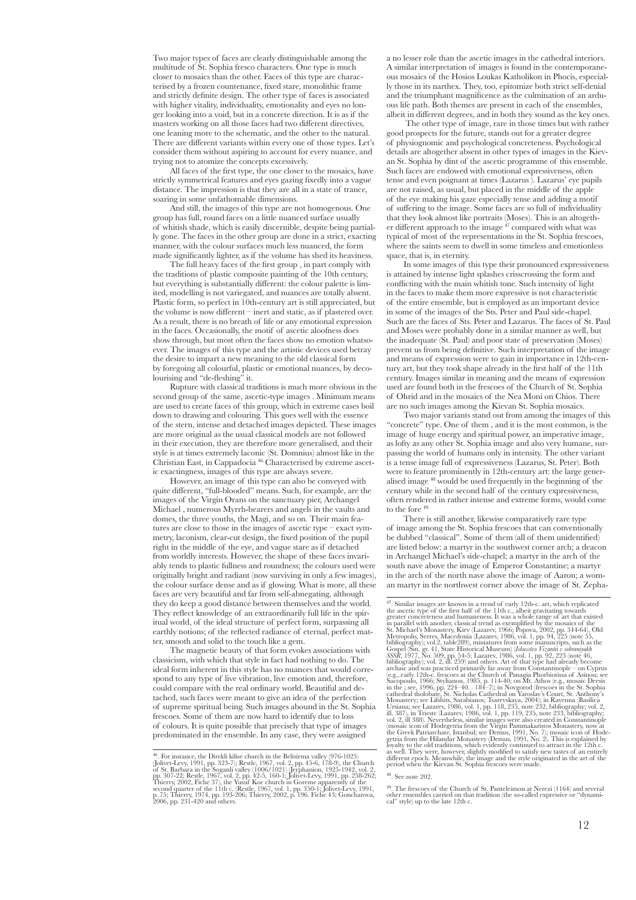Two major types of faces are clearly distinguishable among the multitude of St. Sophia fresco characters. One type is much closer to mosaics than the other. Faces of this type are characterised by a frozen countenance, fixed stare, monolithic frame and strictly definite design. The other type of faces is associated with higher vitality, individuality, emotionality and eyes no longer looking into a void, but in a concrete direction. It is as if the masters working on all those faces had two different directives, one leaning more to the schematic, and the other to the natural. There are different variants within every one of those types. Let's consider them without aspiring to account for every nuance, and trying not to atomize the concepts excessively.

All faces of the first type, the one closer to the mosaics, have strictly symmetrical features and eyes gazing fixedly into a vague distance. The impression is that they are all in a state of trance, soaring in some unfathomable dimensions.

And still, the images of this type are not homogenous. One group has full, round faces on a little nuanced surface usually of whitish shade, which is easily discernible, despite being partially gone. The faces in the other group are done in a strict, exacting manner, with the colour surfaces much less nuanced, the form made significantly lighter, as if the volume has shed its heaviness.

The full heavy faces of the first group , in part comply with the traditions of plastic composite painting of the 10th century, but everything is substantially different: the colour palette is limited, modelling is not variegated, and nuances are totally absent. Plastic form, so perfect in 10th-century art is still appreciated, but the volume is now different – inert and static, as if plastered over. As a result, there is no breath of life or any emotional expression in the faces. Occasionally, the motif of ascetic aloofness does show through, but most often the faces show no emotion whatsoever. The images of this type and the artistic devices used betray the desire to impart a new meaning to the old classical form by foregoing all colourful, plastic or emotional nuances, by decolourising and "de-fleshing" it.

Rupture with classical traditions is much more obvious in the second group of the same, ascetic-type images . Minimum means are used to create faces of this group, which in extreme cases boil down to drawing and colouring. This goes well with the essence of the stern, intense and detached images depicted. These images are more original as the usual classical models are not followed in their execution, they are therefore more generalised, and their style is at times extremely laconic (St. Domnius) almost like in the Christian East, in Cappadocia [46]. Characterised by extreme ascetic exactingness, images of this type are always severe.

However, an image of this type can also be conveyed with quite different, "full-blooded" means. Such, for example, are the images of the Virgin Orans on the sanctuary pier, Archangel Michael , numerous Myrrh-bearers and angels in the vaults and domes, the three youths, the Magi, and so on. Their main features are close to those in the images of ascetic type – exact symmetry, laconism, clear-cut design, the fixed position of the pupil right in the middle of the eye, and vague stare as if detached from worldly interests. However, the shape of these faces invariably tends to plastic fullness and roundness; the colours used were originally bright and radiant (now surviving in only a few images), the colour surface dense and as if glowing. What is more, all these faces are very beautiful and far from self-abnegating, although they do keep a good distance between themselves and the world. They reflect knowledge of an extraordinarily full life in the spiritual world, of the ideal structure of perfect form, surpassing all earthly notions; of the reflected radiance of eternal, perfect matter, smooth and solid to the touch like a gem.

The magnetic beauty of that form evokes associations with classicism, with which that style in fact had nothing to do. The ideal form inherent in this style has no nuances that would correspond to any type of live vibration, live emotion and, therefore, could compare with the real ordinary world. Beautiful and detached, such faces were meant to give an idea of the perfection of supreme spiritual being. Such images abound in the St. Sophia frescoes. Some of them are now hard to identify due to loss of colours. It is quite possible that precisely that type of images predominated in the ensemble. In any case, they were assigned a no lesser role than the ascetic images in the cathedral interiors. A similar interpretation of images is found in the contemporaneous mosaics of the Hosios Loukas Katholikon in Phocis, especially those in its narthex. They, too, epitomize both strict self-denial and the triumphant magnificence as the culmination of an arduous life path. Both themes are present in each of the ensembles, albeit in different degrees, and in both they sound as the key ones.

The other type of image, rare in those times but with rather good prospects for the future, stands out for a greater degree of physiognomic and psychological concreteness. Psychological details are altogether absent in other types of images in the Kievan St. Sophia by dint of the ascetic programme of this ensemble. Such faces are endowed with emotional expressiveness, often tense and even poignant at times (Lazarus ). Lazarus' eye pupils are not raised, as usual, but placed in the middle of the apple of the eye making his gaze especially tense and adding a motif of suffering to the image. Some faces are so full of individuality that they look almost like portraits (Moses). This is an altogether different approach to the image [47] compared with what was typical of most of the representations in the St. Sophia frescoes, where the saints seem to dwell in some timeless and emotionless space, that is, in eternity.

In some images of this type their pronounced expressiveness is attained by intense light splashes crisscrossing the form and conflicting with the main whitish tone. Such intensity of light in the faces to make them more expressive is not characteristic of the entire ensemble, but is employed as an important device in some of the images of the Sts. Peter and Paul side-chapel. Such are the faces of Sts. Peter and Lazarus. The faces of St. Paul and Moses were probably done in a similar manner as well, but the inadequate (St. Paul) and poor state of preservation (Moses) prevent us from being definitive. Such interpretation of the image and means of expression were to gain in importance in 12th-century art, but they took shape already in the first half of the 11th century. Images similar in meaning and the means of expression used are found both in the frescoes of the Church of St. Sophia of Ohrid and in the mosaics of the Nea Moni on Chios. There are no such images among the Kievan St. Sophia mosaics.

Two major variants stand out from among the images of this "concrete" type. One of them , and it is the most common, is the image of huge energy and spiritual power, an imperative image, as lofty as any other St. Sophia image and also very humane, surpassing the world of humans only in intensity. The other variant is a tense image full of expressiveness (Lazarus, St. Peter). Both were to feature prominently in 12th-century art: the large generalised image [48] would be used frequently in the beginning of the century while in the second half of the century expressiveness, often rendered in rather intense and extreme forms, would come to the fore [49].

There is still another, likewise comparatively rare type of image among the St. Sophia frescoes that can conventionally be dubbed "classical". Some of them (all of them unidentified) are listed below: a martyr in the southwest corner arch; a deacon in Archangel Michael's side-chapel; a martyr in the arch of the south nave above the image of Emperor Constantine; a martyr in the arch of the north nave above the image of Aaron; a woman martyr in the northwest corner above the image of St. Zepha-

---

[46]. For instance, the Direkli kilise church in the Belisirma valley (976-1025) (Jolivet-Levy, 1991, pp. 323-7); Restle, 1967, vol. 2, pp. 45-6, 178-9), the Church of St. Barbara in the Soganli valley (1006/1021) (Jerphanion, 1925-1942, vol. 2, pp. 307-22; Restle, 1967, vol. 2, pp. 42-5, 160-1; Jolivet-Levy, 1991, pp. 258-262; Thierry, 2002, Fiche 37), the Yusuf Koc church in Goreme apparently of the second quarter of the 11th c. (Restle, 1967, vol. 1, pp. 350-1; Jolivet-Levy, 1991, p. 75; Thierry, 1974, pp. 193-206; Thierry, 2002, p. 196. Fiche 43; Goncharova, 2006, pp. 231-420 and others.

[47]. Similar images are known in a trend of early 12th-c. art, which replicated the ascetic type of the first half of the 11th c., albeit gravitating towards greater concreteness and humaneness. It was a whole range of art that existed in parallel with another, classical trend as exemplified by the mosaics of the St. Michael's Monastery, Kiev (Lazarev, 1966; Popova, 2002, pp. 344-64), Old Metropolis, Serres, Macedonia (Lazarev, 1986, vol. 1, pp. 94, 225 (note 55, bibliography); vol.2, table289), miniatures from some manuscripts, such as the Gospel (Sin. gr. 41, State Historical Museum) (*Iskusstvo Vizantii v sobraniyakh SSSR*, 1977, No. 509, pp. 54-5; Lazarev, 1986, vol. 1, pp. 92, 223 (note 46, bibliography); vol. 2, ill. 259) and others. Art of that type had already become archaic and was practiced primarily far away from Constantinople – on Cyprus (e.g., early 12th-c. frescoes at the Church of Panagia Phorbiotissa of Asinou; see Sacopoulo, 1966; Stylianou, 1985, p. 114-40; on Mt. Athos (e.g., mosaic Deesis in the ; see, 1996, pp. 224–40. . 184–7); in Novgorod (frescoes in the St. Sophia cathedral tholobate, St. Nicholas Cathedral on Yaroslav's Court, St. Anthony's Monastery; see Lifshits, Sarabianov, Tsarevskaya, 2004); in Ravenna (Basilica Ursiana; see Lazarev, 1986, vol. 1, pp. 118, 235, note 232, bibliography; vol. 2, ill. 387), in Trieste (Lazarev, 1986, vol. 1, pp. 119, 235, note 233, bibliography; vol. 2, ill 388). Nevertheless, similar images were also created in Constantinople (mosaic icon of Hodegetria from the Virgin Pammakaristos Monastery, now at the Greek Patriarchate, Istanbul; see Demus, 1991, No. 7); mosaic icon of Hodegetria from the Hilandar Monastery (Demus, 1991, No. 2). This is explained by loyalty to the old traditions, which evidently continued to attract in the 12th c. as well. They were, however, slightly modified to satisfy new tastes of an entirely different epoch. Meanwhile, the image and the style originated in the art of the period when the Kievan St. Sophia frescoes were made.

[48]. See note 202.

[49]. The frescoes of the Church of St. Panteleimon at Nerezi (1164) and several other ensembles carried on that tradition (the so-called expressive or "dynamical" style) up to the late 12th c.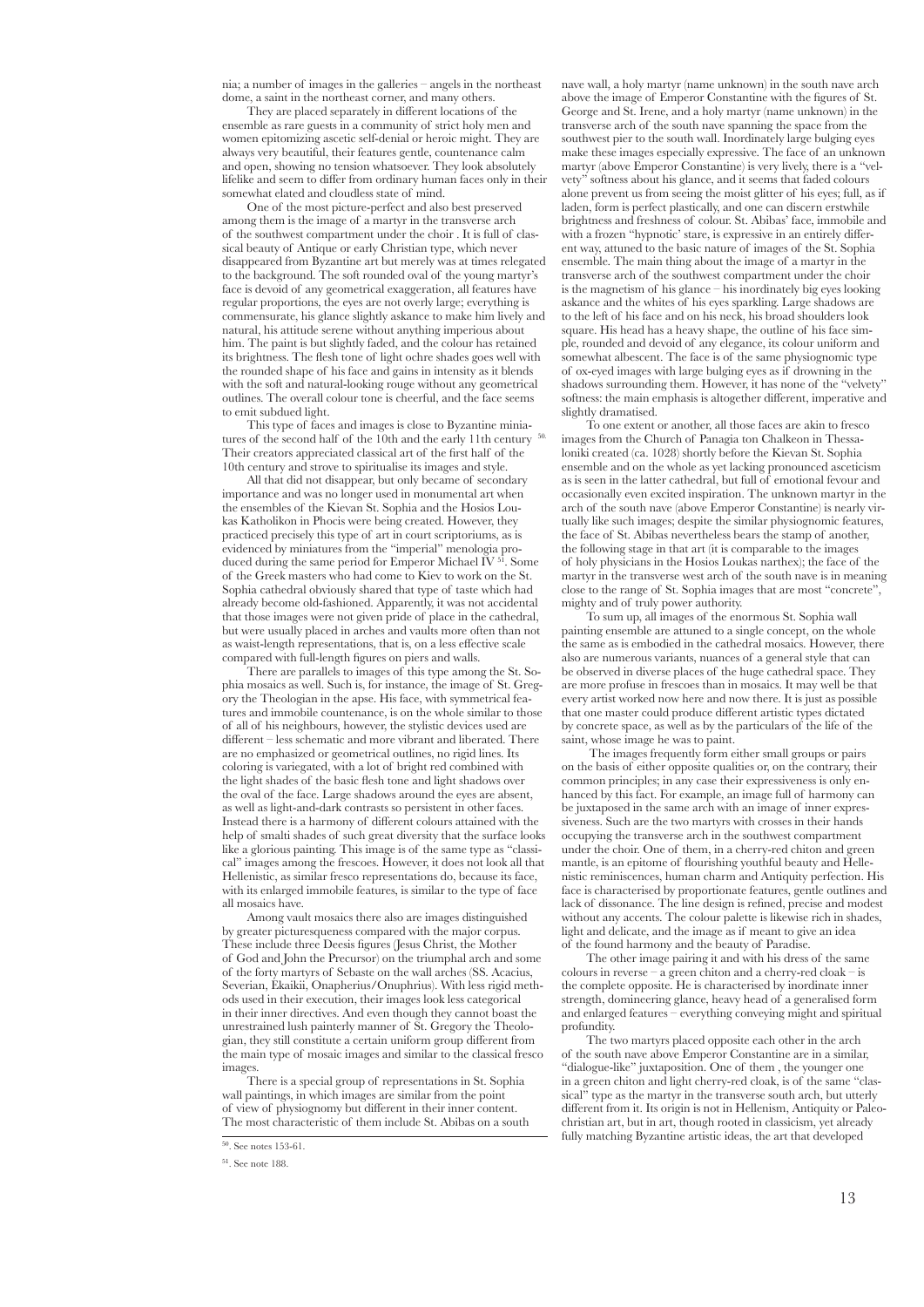nia; a number of images in the galleries – angels in the northeast dome, a saint in the northeast corner, and many others.

They are placed separately in different locations of the ensemble as rare guests in a community of strict holy men and women epitomizing ascetic self-denial or heroic might. They are always very beautiful, their features gentle, countenance calm and open, showing no tension whatsoever. They look absolutely lifelike and seem to differ from ordinary human faces only in their somewhat elated and cloudless state of mind.

One of the most picture-perfect and also best preserved among them is the image of a martyr in the transverse arch of the southwest compartment under the choir . It is full of classical beauty of Antique or early Christian type, which never disappeared from Byzantine art but merely was at times relegated to the background. The soft rounded oval of the young martyr's face is devoid of any geometrical exaggeration, all features have regular proportions, the eyes are not overly large; everything is commensurate, his glance slightly askance to make him lively and natural, his attitude serene without anything imperious about him. The paint is but slightly faded, and the colour has retained its brightness. The flesh tone of light ochre shades goes well with the rounded shape of his face and gains in intensity as it blends with the soft and natural-looking rouge without any geometrical outlines. The overall colour tone is cheerful, and the face seems to emit subdued light.

This type of faces and images is close to Byzantine miniatures of the second half of the 10th and the early 11th century [50]. Their creators appreciated classical art of the first half of the 10th century and strove to spiritualise its images and style.

All that did not disappear, but only became of secondary importance and was no longer used in monumental art when the ensembles of the Kievan St. Sophia and the Hosios Loukas Katholikon in Phocis were being created. However, they practiced precisely this type of art in court scriptoriums, as is evidenced by miniatures from the "imperial" menologia produced during the same period for Emperor Michael IV [51]. Some of the Greek masters who had come to Kiev to work on the St. Sophia cathedral obviously shared that type of taste which had already become old-fashioned. Apparently, it was not accidental that those images were not given pride of place in the cathedral, but were usually placed in arches and vaults more often than not as waist-length representations, that is, on a less effective scale compared with full-length figures on piers and walls.

There are parallels to images of this type among the St. Sophia mosaics as well. Such is, for instance, the image of St. Gregory the Theologian in the apse. His face, with symmetrical features and immobile countenance, is on the whole similar to those of all of his neighbours, however, the stylistic devices used are different – less schematic and more vibrant and liberated. There are no emphasized or geometrical outlines, no rigid lines. Its coloring is variegated, with a lot of bright red combined with the light shades of the basic flesh tone and light shadows over the oval of the face. Large shadows around the eyes are absent, as well as light-and-dark contrasts so persistent in other faces. Instead there is a harmony of different colours attained with the help of smalti shades of such great diversity that the surface looks like a glorious painting. This image is of the same type as "classical" images among the frescoes. However, it does not look all that Hellenistic, as similar fresco representations do, because its face, with its enlarged immobile features, is similar to the type of face all mosaics have.

Among vault mosaics there also are images distinguished by greater picturesqueness compared with the major corpus. These include three Deesis figures (Jesus Christ, the Mother of God and John the Precursor) on the triumphal arch and some of the forty martyrs of Sebaste on the wall arches (SS. Acacius, Severian, Ekaikii, Onapherius/Onuphrius). With less rigid methods used in their execution, their images look less categorical in their inner directives. And even though they cannot boast the unrestrained lush painterly manner of St. Gregory the Theologian, they still constitute a certain uniform group different from the main type of mosaic images and similar to the classical fresco images.

There is a special group of representations in St. Sophia wall paintings, in which images are similar from the point of view of physiognomy but different in their inner content. The most characteristic of them include St. Abibas on a south nave wall, a holy martyr (name unknown) in the south nave arch above the image of Emperor Constantine with the figures of St. George and St. Irene, and a holy martyr (name unknown) in the transverse arch of the south nave spanning the space from the southwest pier to the south wall. Inordinately large bulging eyes make these images especially expressive. The face of an unknown martyr (above Emperor Constantine) is very lively, there is a "velvety" softness about his glance, and it seems that faded colours alone prevent us from seeing the moist glitter of his eyes; full, as if laden, form is perfect plastically, and one can discern erstwhile brightness and freshness of colour. St. Abibas' face, immobile and with a frozen "hypnotic' stare, is expressive in an entirely different way, attuned to the basic nature of images of the St. Sophia ensemble. The main thing about the image of a martyr in the transverse arch of the southwest compartment under the choir is the magnetism of his glance – his inordinately big eyes looking askance and the whites of his eyes sparkling. Large shadows are to the left of his face and on his neck, his broad shoulders look square. His head has a heavy shape, the outline of his face simple, rounded and devoid of any elegance, its colour uniform and somewhat albescent. The face is of the same physiognomic type of ox-eyed images with large bulging eyes as if drowning in the shadows surrounding them. However, it has none of the "velvety" softness: the main emphasis is altogether different, imperative and slightly dramatised.

To one extent or another, all those faces are akin to fresco images from the Church of Panagia ton Chalkeon in Thessaloniki created (ca. 1028) shortly before the Kievan St. Sophia ensemble and on the whole as yet lacking pronounced asceticism as is seen in the latter cathedral, but full of emotional fevour and occasionally even excited inspiration. The unknown martyr in the arch of the south nave (above Emperor Constantine) is nearly virtually like such images; despite the similar physiognomic features, the face of St. Abibas nevertheless bears the stamp of another, the following stage in that art (it is comparable to the images of holy physicians in the Hosios Loukas narthex); the face of the martyr in the transverse west arch of the south nave is in meaning close to the range of St. Sophia images that are most "concrete", mighty and of truly power authority.

To sum up, all images of the enormous St. Sophia wall painting ensemble are attuned to a single concept, on the whole the same as is embodied in the cathedral mosaics. However, there also are numerous variants, nuances of a general style that can be observed in diverse places of the huge cathedral space. They are more profuse in frescoes than in mosaics. It may well be that every artist worked now here and now there. It is just as possible that one master could produce different artistic types dictated by concrete space, as well as by the particulars of the life of the saint, whose image he was to paint.

The images frequently form either small groups or pairs on the basis of either opposite qualities or, on the contrary, their common principles; in any case their expressiveness is only enhanced by this fact. For example, an image full of harmony can be juxtaposed in the same arch with an image of inner expressiveness. Such are the two martyrs with crosses in their hands occupying the transverse arch in the southwest compartment under the choir. One of them, in a cherry-red chiton and green mantle, is an epitome of flourishing youthful beauty and Hellenistic reminiscences, human charm and Antiquity perfection. His face is characterised by proportionate features, gentle outlines and lack of dissonance. The line design is refined, precise and modest without any accents. The colour palette is likewise rich in shades, light and delicate, and the image as if meant to give an idea of the found harmony and the beauty of Paradise.

The other image pairing it and with his dress of the same colours in reverse – a green chiton and a cherry-red cloak – is the complete opposite. He is characterised by inordinate inner strength, domineering glance, heavy head of a generalised form and enlarged features – everything conveying might and spiritual profundity.

The two martyrs placed opposite each other in the arch of the south nave above Emperor Constantine are in a similar, "dialogue-like" juxtaposition. One of them , the younger one in a green chiton and light cherry-red cloak, is of the same "classical" type as the martyr in the transverse south arch, but utterly different from it. Its origin is not in Hellenism, Antiquity or Paleochristian art, but in art, though rooted in classicism, yet already fully matching Byzantine artistic ideas, the art that developed

---

[50]. See notes 153-61.

[51]. See note 188.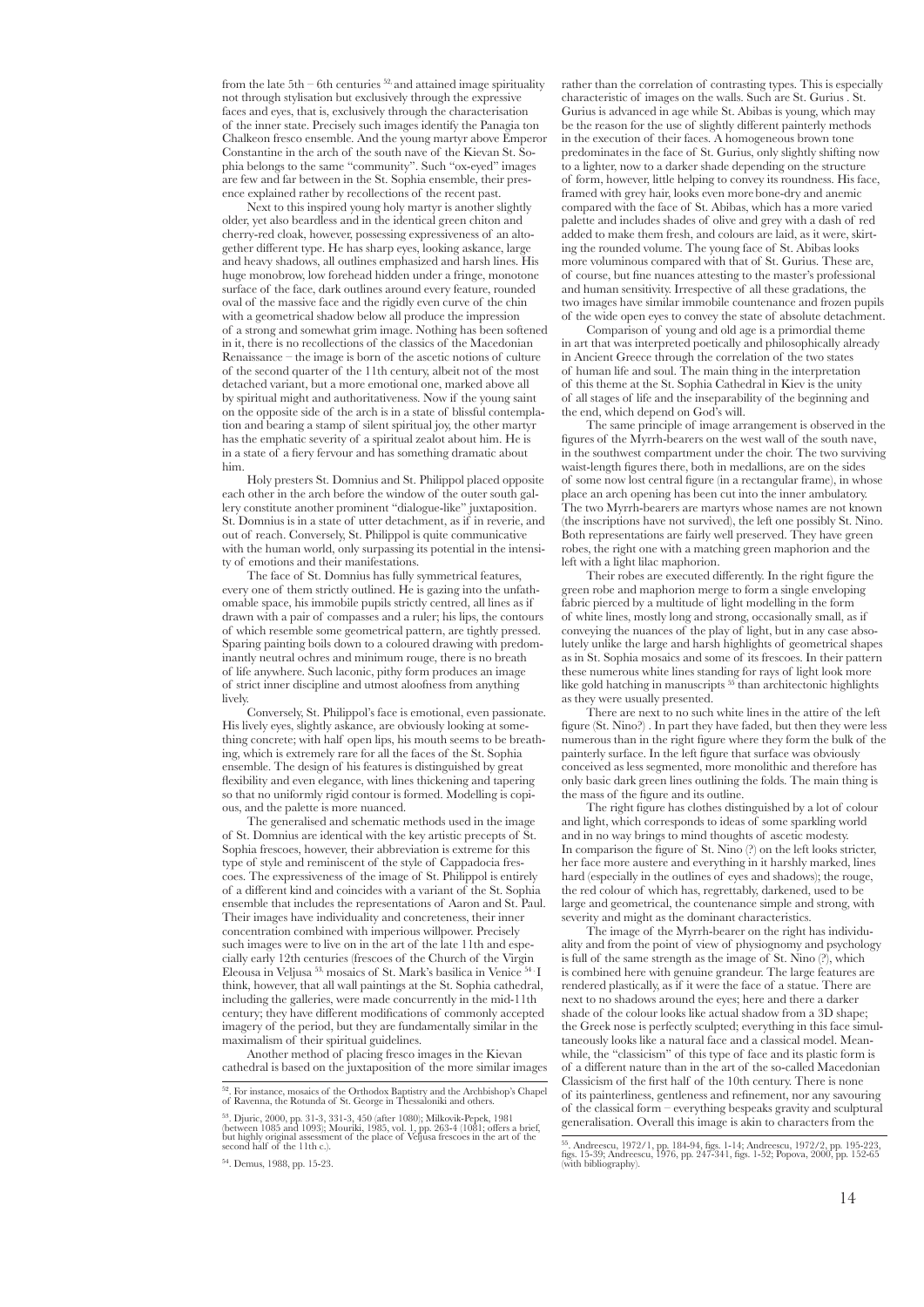from the late 5th – 6th centuries [52] and attained image spirituality not through stylisation but exclusively through the expressive faces and eyes, that is, exclusively through the characterisation of the inner state. Precisely such images identify the Panagia ton Chalkeon fresco ensemble. And the young martyr above Emperor Constantine in the arch of the south nave of the Kievan St. Sophia belongs to the same "community". Such "ox-eyed" images are few and far between in the St. Sophia ensemble, their presence explained rather by recollections of the recent past.

Next to this inspired young holy martyr is another slightly older, yet also beardless and in the identical green chiton and cherry-red cloak, however, possessing expressiveness of an altogether different type. He has sharp eyes, looking askance, large and heavy shadows, all outlines emphasized and harsh lines. His huge monobrow, low forehead hidden under a fringe, monotone surface of the face, dark outlines around every feature, rounded oval of the massive face and the rigidly even curve of the chin with a geometrical shadow below all produce the impression of a strong and somewhat grim image. Nothing has been softened in it, there is no recollections of the classics of the Macedonian Renaissance – the image is born of the ascetic notions of culture of the second quarter of the 11th century, albeit not of the most detached variant, but a more emotional one, marked above all by spiritual might and authoritativeness. Now if the young saint on the opposite side of the arch is in a state of blissful contemplation and bearing a stamp of silent spiritual joy, the other martyr has the emphatic severity of a spiritual zealot about him. He is in a state of a fiery fervour and has something dramatic about him.

Holy presters St. Domnius and St. Philippol placed opposite each other in the arch before the window of the outer south gallery constitute another prominent "dialogue-like" juxtaposition. St. Domnius is in a state of utter detachment, as if in reverie, and out of reach. Conversely, St. Philippol is quite communicative with the human world, only surpassing its potential in the intensity of emotions and their manifestations.

The face of St. Domnius has fully symmetrical features, every one of them strictly outlined. He is gazing into the unfathomable space, his immobile pupils strictly centred, all lines as if drawn with a pair of compasses and a ruler; his lips, the contours of which resemble some geometrical pattern, are tightly pressed. Sparing painting boils down to a coloured drawing with predominantly neutral ochres and minimum rouge, there is no breath of life anywhere. Such laconic, pithy form produces an image of strict inner discipline and utmost aloofness from anything lively.

Conversely, St. Philippol's face is emotional, even passionate. His lively eyes, slightly askance, are obviously looking at something concrete; with half open lips, his mouth seems to be breathing, which is extremely rare for all the faces of the St. Sophia ensemble. The design of his features is distinguished by great flexibility and even elegance, with lines thickening and tapering so that no uniformly rigid contour is formed. Modelling is copious, and the palette is more nuanced.

The generalised and schematic methods used in the image of St. Domnius are identical with the key artistic precepts of St. Sophia frescoes, however, their abbreviation is extreme for this type of style and reminiscent of the style of Cappadocia frescoes. The expressiveness of the image of St. Philippol is entirely of a different kind and coincides with a variant of the St. Sophia ensemble that includes the representations of Aaron and St. Paul. Their images have individuality and concreteness, their inner concentration combined with imperious willpower. Precisely such images were to live on in the art of the late 11th and especially early 12th centuries (frescoes of the Church of the Virgin Eleousa in Veljusa [53], mosaics of St. Mark's basilica in Venice [54]. I think, however, that all wall paintings at the St. Sophia cathedral, including the galleries, were made concurrently in the mid-11th century; they have different modifications of commonly accepted imagery of the period, but they are fundamentally similar in the maximalism of their spiritual guidelines.

Another method of placing fresco images in the Kievan cathedral is based on the juxtaposition of the more similar images rather than the correlation of contrasting types. This is especially characteristic of images on the walls. Such are St. Gurius . St. Gurius is advanced in age while St. Abibas is young, which may be the reason for the use of slightly different painterly methods in the execution of their faces. A homogeneous brown tone predominates in the face of St. Gurius, only slightly shifting now to a lighter, now to a darker shade depending on the structure of form, however, little helping to convey its roundness. His face, framed with grey hair, looks even more bone-dry and anemic compared with the face of St. Abibas, which has a more varied palette and includes shades of olive and grey with a dash of red added to make them fresh, and colours are laid, as it were, skirting the rounded volume. The young face of St. Abibas looks more voluminous compared with that of St. Gurius. These are, of course, but fine nuances attesting to the master's professional and human sensitivity. Irrespective of all these gradations, the two images have similar immobile countenance and frozen pupils of the wide open eyes to convey the state of absolute detachment.

Comparison of young and old age is a primordial theme in art that was interpreted poetically and philosophically already in Ancient Greece through the correlation of the two states of human life and soul. The main thing in the interpretation of this theme at the St. Sophia Cathedral in Kiev is the unity of all stages of life and the inseparability of the beginning and the end, which depend on God's will.

The same principle of image arrangement is observed in the figures of the Myrrh-bearers on the west wall of the south nave, in the southwest compartment under the choir. The two surviving waist-length figures there, both in medallions, are on the sides of some now lost central figure (in a rectangular frame), in whose place an arch opening has been cut into the inner ambulatory. The two Myrrh-bearers are martyrs whose names are not known (the inscriptions have not survived), the left one possibly St. Nino. Both representations are fairly well preserved. They have green robes, the right one with a matching green maphorion and the left with a light lilac maphorion.

Their robes are executed differently. In the right figure the green robe and maphorion merge to form a single enveloping fabric pierced by a multitude of light modelling in the form of white lines, mostly long and strong, occasionally small, as if conveying the nuances of the play of light, but in any case absolutely unlike the large and harsh highlights of geometrical shapes as in St. Sophia mosaics and some of its frescoes. In their pattern these numerous white lines standing for rays of light look more like gold hatching in manuscripts [55] than architectonic highlights as they were usually presented.

There are next to no such white lines in the attire of the left figure (St. Nino?) . In part they have faded, but then they were less numerous than in the right figure where they form the bulk of the painterly surface. In the left figure that surface was obviously conceived as less segmented, more monolithic and therefore has only basic dark green lines outlining the folds. The main thing is the mass of the figure and its outline.

The right figure has clothes distinguished by a lot of colour and light, which corresponds to ideas of some sparkling world and in no way brings to mind thoughts of ascetic modesty. In comparison the figure of St. Nino (?) on the left looks stricter, her face more austere and everything in it harshly marked, lines hard (especially in the outlines of eyes and shadows); the rouge, the red colour of which has, regrettably, darkened, used to be large and geometrical, the countenance simple and strong, with severity and might as the dominant characteristics.

The image of the Myrrh-bearer on the right has individuality and from the point of view of physiognomy and psychology is full of the same strength as the image of St. Nino (?), which is combined here with genuine grandeur. The large features are rendered plastically, as if it were the face of a statue. There are next to no shadows around the eyes; here and there a darker shade of the colour looks like actual shadow from a 3D shape; the Greek nose is perfectly sculpted; everything in this face simultaneously looks like a natural face and a classical model. Meanwhile, the "classicism" of this type of face and its plastic form is of a different nature than in the art of the so-called Macedonian Classicism of the first half of the 10th century. There is none of its painterliness, gentleness and refinement, nor any savouring of the classical form – everything bespeaks gravity and sculptural generalisation. Overall this image is akin to characters from the

---

[52]. For instance, mosaics of the Orthodox Baptistry and the Archbishop's Chapel of Ravenna, the Rotunda of St. George in Thessaloniki and others.

[53]. Djuric, 2000, pp. 31-3, 331-3, 450 (after 1080); Milkovik-Pepek, 1981 (between 1085 and 1093); Mouriki, 1985, vol. 1, pp. 263-4 (1081; offers a brief, but highly original assessment of the place of Veljusa frescoes in the art of the second half of the 11th c.).

[54]. Demus, 1988, pp. 15-23.

[55]. Andreescu, 1972/1, pp. 184-94, figs. 1-14; Andreescu, 1972/2, pp. 195-223, figs. 15-39; Andreescu, 1976, pp. 247-341, figs. 1-52; Popova, 2000, pp. 152-65 (with bibliography).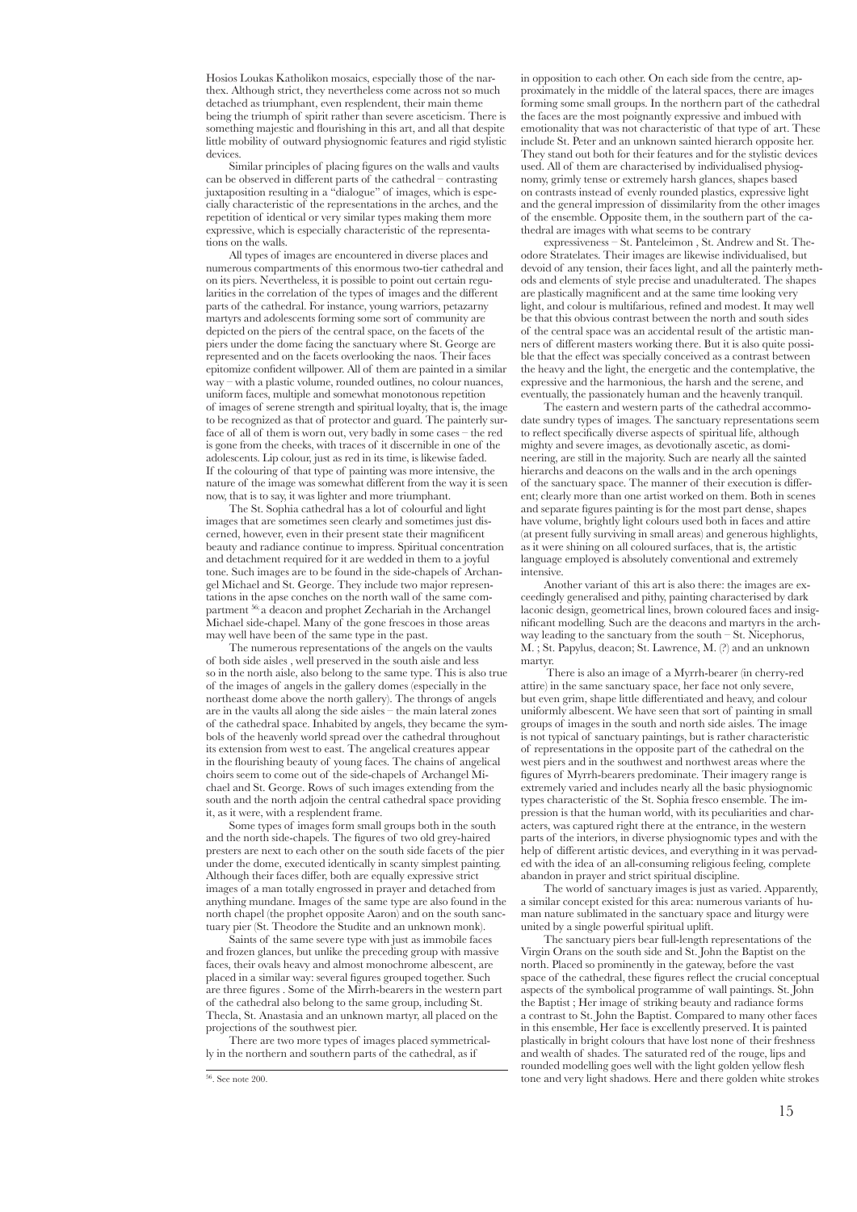Hosios Loukas Katholikon mosaics, especially those of the narthex. Although strict, they nevertheless come across not so much detached as triumphant, even resplendent, their main theme being the triumph of spirit rather than severe asceticism. There is something majestic and flourishing in this art, and all that despite little mobility of outward physiognomic features and rigid stylistic devices.

Similar principles of placing figures on the walls and vaults can be observed in different parts of the cathedral – contrasting juxtaposition resulting in a "dialogue" of images, which is especially characteristic of the representations in the arches, and the repetition of identical or very similar types making them more expressive, which is especially characteristic of the representations on the walls.

All types of images are encountered in diverse places and numerous compartments of this enormous two-tier cathedral and on its piers. Nevertheless, it is possible to point out certain regularities in the correlation of the types of images and the different parts of the cathedral. For instance, young warriors, petazarny martyrs and adolescents forming some sort of community are depicted on the piers of the central space, on the facets of the piers under the dome facing the sanctuary where St. George are represented and on the facets overlooking the naos. Their faces epitomize confident willpower. All of them are painted in a similar way – with a plastic volume, rounded outlines, no colour nuances, uniform faces, multiple and somewhat monotonous repetition of images of serene strength and spiritual loyalty, that is, the image to be recognized as that of protector and guard. The painterly surface of all of them is worn out, very badly in some cases – the red is gone from the cheeks, with traces of it discernible in one of the adolescents. Lip colour, just as red in its time, is likewise faded. If the colouring of that type of painting was more intensive, the nature of the image was somewhat different from the way it is seen now, that is to say, it was lighter and more triumphant.

The St. Sophia cathedral has a lot of colourful and light images that are sometimes seen clearly and sometimes just discerned, however, even in their present state their magnificent beauty and radiance continue to impress. Spiritual concentration and detachment required for it are wedded in them to a joyful tone. Such images are to be found in the side-chapels of Archangel Michael and St. George. They include two major representations in the apse conches on the north wall of the same compartment [56]: a deacon and prophet Zechariah in the Archangel Michael side-chapel. Many of the gone frescoes in those areas may well have been of the same type in the past.

The numerous representations of the angels on the vaults of both side aisles , well preserved in the south aisle and less so in the north aisle, also belong to the same type. This is also true of the images of angels in the gallery domes (especially in the northeast dome above the north gallery). The throngs of angels are in the vaults all along the side aisles – the main lateral zones of the cathedral space. Inhabited by angels, they became the symbols of the heavenly world spread over the cathedral throughout its extension from west to east. The angelical creatures appear in the flourishing beauty of young faces. The chains of angelical choirs seem to come out of the side-chapels of Archangel Michael and St. George. Rows of such images extending from the south and the north adjoin the central cathedral space providing it, as it were, with a resplendent frame.

Some types of images form small groups both in the south and the north side-chapels. The figures of two old grey-haired presters are next to each other on the south side facets of the pier under the dome, executed identically in scanty simplest painting. Although their faces differ, both are equally expressive strict images of a man totally engrossed in prayer and detached from anything mundane. Images of the same type are also found in the north chapel (the prophet opposite Aaron) and on the south sanctuary pier (St. Theodore the Studite and an unknown monk).

Saints of the same severe type with just as immobile faces and frozen glances, but unlike the preceding group with massive faces, their ovals heavy and almost monochrome albescent, are placed in a similar way: several figures grouped together. Such are three figures . Some of the Mirrh-bearers in the western part of the cathedral also belong to the same group, including St. Thecla, St. Anastasia and an unknown martyr, all placed on the projections of the southwest pier.

There are two more types of images placed symmetrically in the northern and southern parts of the cathedral, as if in opposition to each other. On each side from the centre, approximately in the middle of the lateral spaces, there are images forming some small groups. In the northern part of the cathedral the faces are the most poignantly expressive and imbued with emotionality that was not characteristic of that type of art. These include St. Peter and an unknown sainted hierarch opposite her. They stand out both for their features and for the stylistic devices used. All of them are characterised by individualised physiognomy, grimly tense or extremely harsh glances, shapes based on contrasts instead of evenly rounded plastics, expressive light and the general impression of dissimilarity from the other images of the ensemble. Opposite them, in the southern part of the cathedral are images with what seems to be contrary

expressiveness – St. Panteleimon , St. Andrew and St. Theodore Stratelates. Their images are likewise individualised, but devoid of any tension, their faces light, and all the painterly methods and elements of style precise and unadulterated. The shapes are plastically magnificent and at the same time looking very light, and colour is multifarious, refined and modest. It may well be that this obvious contrast between the north and south sides of the central space was an accidental result of the artistic manners of different masters working there. But it is also quite possible that the effect was specially conceived as a contrast between the heavy and the light, the energetic and the contemplative, the expressive and the harmonious, the harsh and the serene, and eventually, the passionately human and the heavenly tranquil.

The eastern and western parts of the cathedral accommodate sundry types of images. The sanctuary representations seem to reflect specifically diverse aspects of spiritual life, although mighty and severe images, as devotionally ascetic, as domineering, are still in the majority. Such are nearly all the sainted hierarchs and deacons on the walls and in the arch openings of the sanctuary space. The manner of their execution is different; clearly more than one artist worked on them. Both in scenes and separate figures painting is for the most part dense, shapes have volume, brightly light colours used both in faces and attire (at present fully surviving in small areas) and generous highlights, as it were shining on all coloured surfaces, that is, the artistic language employed is absolutely conventional and extremely intensive.

Another variant of this art is also there: the images are exceedingly generalised and pithy, painting characterised by dark laconic design, geometrical lines, brown coloured faces and insignificant modelling. Such are the deacons and martyrs in the archway leading to the sanctuary from the south – St. Nicephorus, M. ; St. Papylus, deacon; St. Lawrence, M. (?) and an unknown martyr.

There is also an image of a Myrrh-bearer (in cherry-red attire) in the same sanctuary space, her face not only severe, but even grim, shape little differentiated and heavy, and colour uniformly albescent. We have seen that sort of painting in small groups of images in the south and north side aisles. The image is not typical of sanctuary paintings, but is rather characteristic of representations in the opposite part of the cathedral on the west piers and in the southwest and northwest areas where the figures of Myrrh-bearers predominate. Their imagery range is extremely varied and includes nearly all the basic physiognomic types characteristic of the St. Sophia fresco ensemble. The impression is that the human world, with its peculiarities and characters, was captured right there at the entrance, in the western parts of the interiors, in diverse physiognomic types and with the help of different artistic devices, and everything in it was pervaded with the idea of an all-consuming religious feeling, complete abandon in prayer and strict spiritual discipline.

The world of sanctuary images is just as varied. Apparently, a similar concept existed for this area: numerous variants of human nature sublimated in the sanctuary space and liturgy were united by a single powerful spiritual uplift.

The sanctuary piers bear full-length representations of the Virgin Orans on the south side and St. John the Baptist on the north. Placed so prominently in the gateway, before the vast space of the cathedral, these figures reflect the crucial conceptual aspects of the symbolical programme of wall paintings. St. John the Baptist ; Her image of striking beauty and radiance forms a contrast to St. John the Baptist. Compared to many other faces in this ensemble, Her face is excellently preserved. It is painted plastically in bright colours that have lost none of their freshness and wealth of shades. The saturated red of the rouge, lips and rounded modelling goes well with the light golden yellow flesh tone and very light shadows. Here and there golden white strokes

---

[56]. See note 200.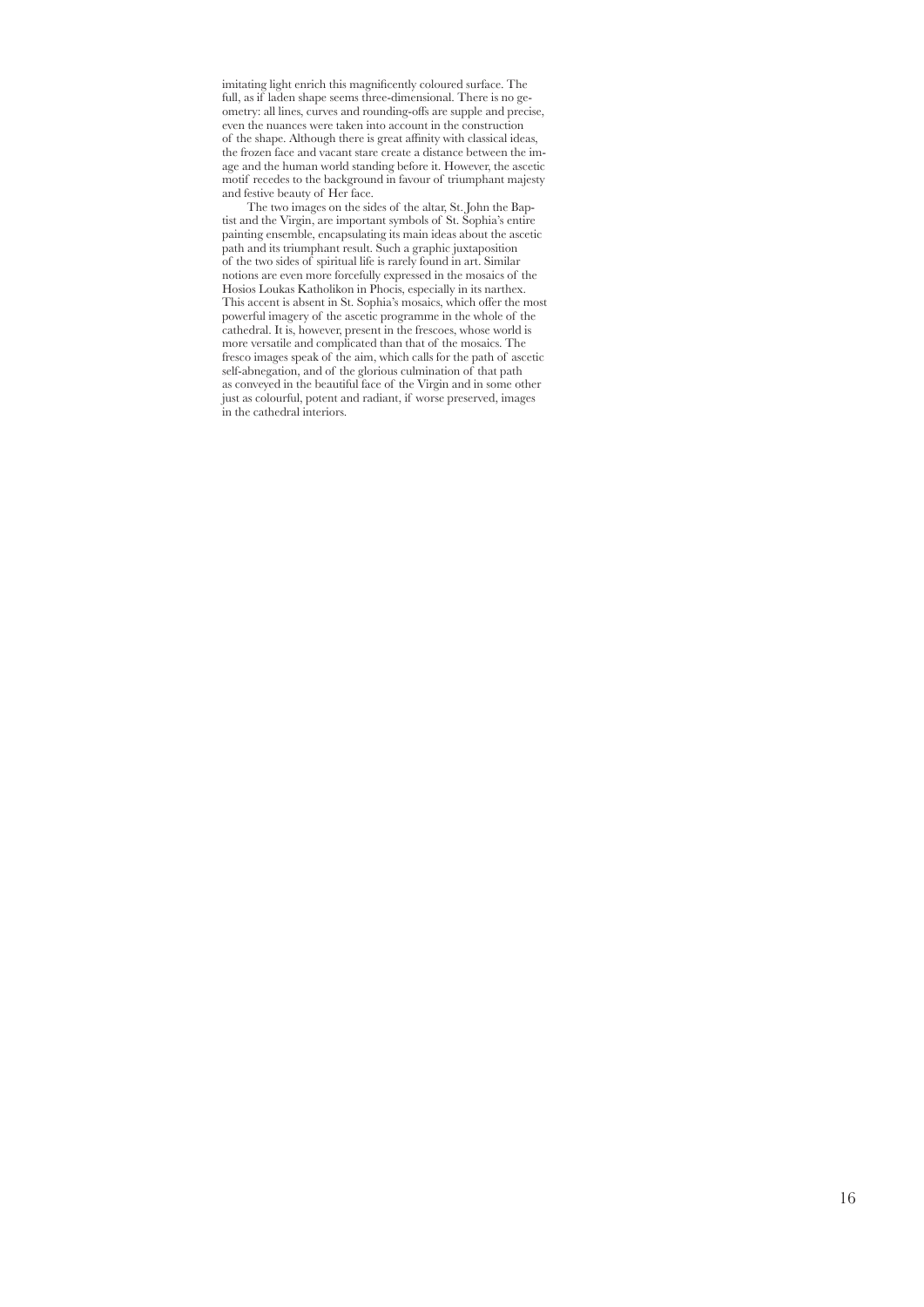imitating light enrich this magnificently coloured surface. The full, as if laden shape seems three-dimensional. There is no geometry: all lines, curves and rounding-offs are supple and precise, even the nuances were taken into account in the construction of the shape. Although there is great affinity with classical ideas, the frozen face and vacant stare create a distance between the image and the human world standing before it. However, the ascetic motif recedes to the background in favour of triumphant majesty and festive beauty of Her face.

The two images on the sides of the altar, St. John the Baptist and the Virgin, are important symbols of St. Sophia's entire painting ensemble, encapsulating its main ideas about the ascetic path and its triumphant result. Such a graphic juxtaposition of the two sides of spiritual life is rarely found in art. Similar notions are even more forcefully expressed in the mosaics of the Hosios Loukas Katholikon in Phocis, especially in its narthex. This accent is absent in St. Sophia's mosaics, which offer the most powerful imagery of the ascetic programme in the whole of the cathedral. It is, however, present in the frescoes, whose world is more versatile and complicated than that of the mosaics. The fresco images speak of the aim, which calls for the path of ascetic self-abnegation, and of the glorious culmination of that path as conveyed in the beautiful face of the Virgin and in some other just as colourful, potent and radiant, if worse preserved, images in the cathedral interiors.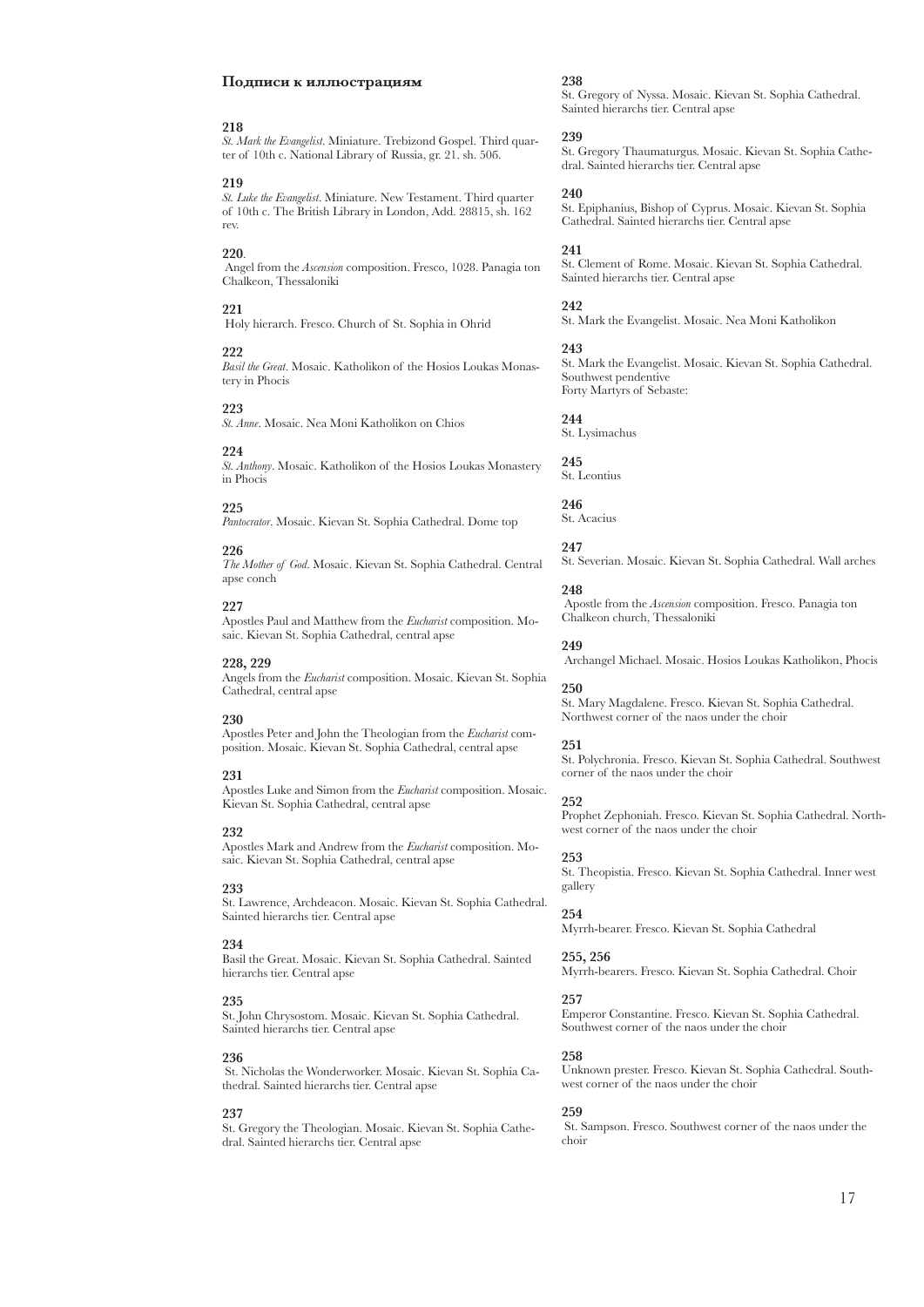### Подписи к иллюстрациям

**218**
*St. Mark the Evangelist*. Miniature. Trebizond Gospel. Third quarter of 10th c. National Library of Russia, gr. 21. sh. 50б.

**219**
*St. Luke the Evangelist*. Miniature. New Testament. Third quarter of 10th c. The British Library in London, Add. 28815, sh. 162 rev.

**220**.
Angel from the *Ascension* composition. Fresco, 1028. Panagia ton Chalkeon, Thessaloniki

**221**
Holy hierarch. Fresco. Church of St. Sophia in Ohrid

**222**
*Basil the Great*. Mosaic. Katholikon of the Hosios Loukas Monastery in Phocis

**223**
*St. Anne*. Mosaic. Nea Moni Katholikon on Chios

**224**
*St. Anthony*. Mosaic. Katholikon of the Hosios Loukas Monastery in Phocis

**225**
*Pantocrator*. Mosaic. Kievan St. Sophia Cathedral. Dome top

**226**
*The Mother of God*. Mosaic. Kievan St. Sophia Cathedral. Central apse conch

**227**
Apostles Paul and Matthew from the *Eucharist* composition. Mosaic. Kievan St. Sophia Cathedral, central apse

**228, 229**
Angels from the *Eucharist* composition. Mosaic. Kievan St. Sophia Cathedral, central apse

**230**
Apostles Peter and John the Theologian from the *Eucharist* composition. Mosaic. Kievan St. Sophia Cathedral, central apse

**231**
Apostles Luke and Simon from the *Eucharist* composition. Mosaic. Kievan St. Sophia Cathedral, central apse

**232**
Apostles Mark and Andrew from the *Eucharist* composition. Mosaic. Kievan St. Sophia Cathedral, central apse

**233**
St. Lawrence, Archdeacon. Mosaic. Kievan St. Sophia Cathedral. Sainted hierarchs tier. Central apse

**234**
Basil the Great. Mosaic. Kievan St. Sophia Cathedral. Sainted hierarchs tier. Central apse

**235**
St. John Chrysostom. Mosaic. Kievan St. Sophia Cathedral. Sainted hierarchs tier. Central apse

**236**
St. Nicholas the Wonderworker. Mosaic. Kievan St. Sophia Cathedral. Sainted hierarchs tier. Central apse

**237**
St. Gregory the Theologian. Mosaic. Kievan St. Sophia Cathedral. Sainted hierarchs tier. Central apse

**238**
St. Gregory of Nyssa. Mosaic. Kievan St. Sophia Cathedral. Sainted hierarchs tier. Central apse

**239**
St. Gregory Thaumaturgus. Mosaic. Kievan St. Sophia Cathedral. Sainted hierarchs tier. Central apse

**240**
St. Epiphanius, Bishop of Cyprus. Mosaic. Kievan St. Sophia Cathedral. Sainted hierarchs tier. Central apse

**241**
St. Clement of Rome. Mosaic. Kievan St. Sophia Cathedral. Sainted hierarchs tier. Central apse

**242**
St. Mark the Evangelist. Mosaic. Nea Moni Katholikon

**243**
St. Mark the Evangelist. Mosaic. Kievan St. Sophia Cathedral. Southwest pendentive
Forty Martyrs of Sebaste:

**244**
St. Lysimachus

**245**
St. Leontius

**246**
St. Acacius

**247**
St. Severian. Mosaic. Kievan St. Sophia Cathedral. Wall arches

**248**
Apostle from the *Ascension* composition. Fresco. Panagia ton Chalkeon church, Thessaloniki

**249**
Archangel Michael. Mosaic. Hosios Loukas Katholikon, Phocis

**250**
St. Mary Magdalene. Fresco. Kievan St. Sophia Cathedral. Northwest corner of the naos under the choir

**251**
St. Polychronia. Fresco. Kievan St. Sophia Cathedral. Southwest corner of the naos under the choir

**252**
Prophet Zephoniah. Fresco. Kievan St. Sophia Cathedral. Northwest corner of the naos under the choir

**253**
St. Theopistia. Fresco. Kievan St. Sophia Cathedral. Inner west gallery

**254**
Myrrh-bearer. Fresco. Kievan St. Sophia Cathedral

**255, 256**
Myrrh-bearers. Fresco. Kievan St. Sophia Cathedral. Choir

**257**
Emperor Constantine. Fresco. Kievan St. Sophia Cathedral. Southwest corner of the naos under the choir

**258**
Unknown prester. Fresco. Kievan St. Sophia Cathedral. Southwest corner of the naos under the choir

**259**
St. Sampson. Fresco. Southwest corner of the naos under the choir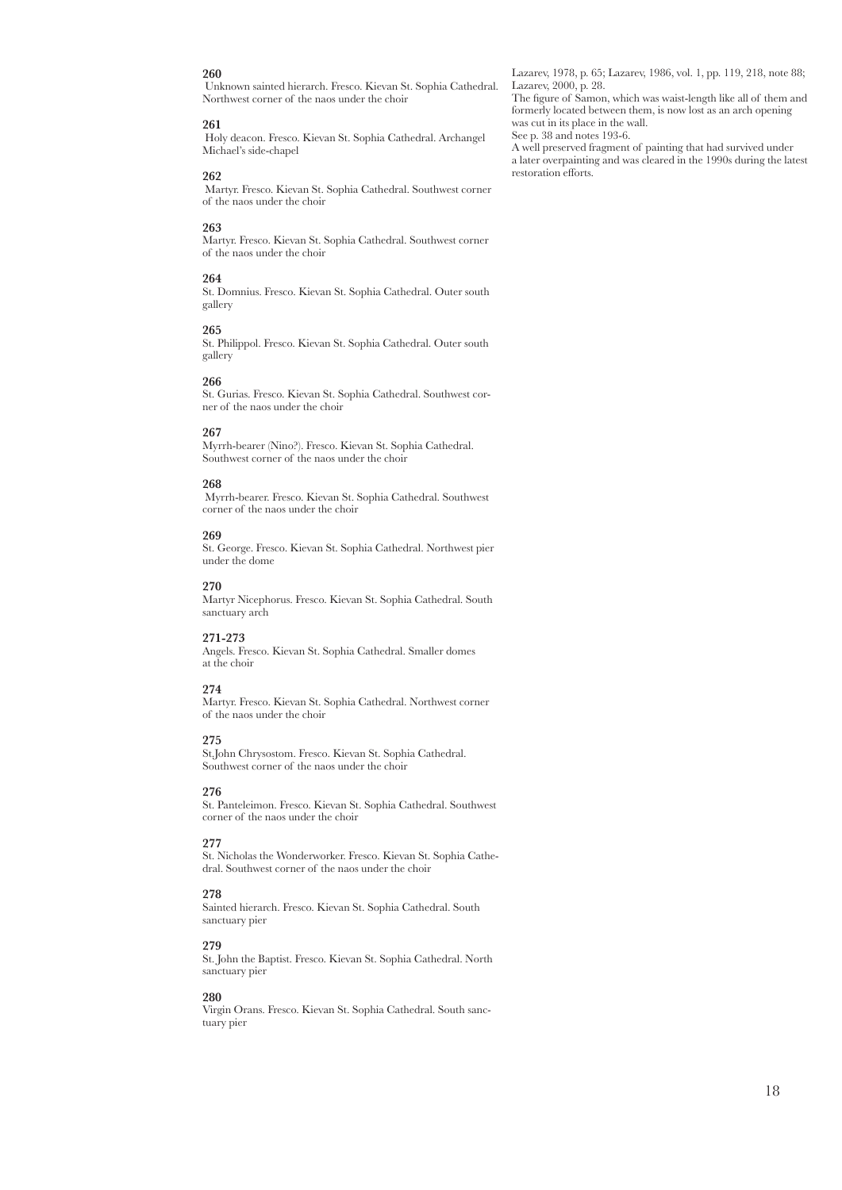**260**
Unknown sainted hierarch. Fresco. Kievan St. Sophia Cathedral. Northwest corner of the naos under the choir

**261**
Holy deacon. Fresco. Kievan St. Sophia Cathedral. Archangel Michael's side-chapel

**262**
Martyr. Fresco. Kievan St. Sophia Cathedral. Southwest corner of the naos under the choir

**263**
Martyr. Fresco. Kievan St. Sophia Cathedral. Southwest corner of the naos under the choir

**264**
St. Domnius. Fresco. Kievan St. Sophia Cathedral. Outer south gallery

**265**
St. Philippol. Fresco. Kievan St. Sophia Cathedral. Outer south gallery

**266**
St. Gurias. Fresco. Kievan St. Sophia Cathedral. Southwest corner of the naos under the choir

**267**
Myrrh-bearer (Nino?). Fresco. Kievan St. Sophia Cathedral. Southwest corner of the naos under the choir

**268**
Myrrh-bearer. Fresco. Kievan St. Sophia Cathedral. Southwest corner of the naos under the choir

**269**
St. George. Fresco. Kievan St. Sophia Cathedral. Northwest pier under the dome

**270**
Martyr Nicephorus. Fresco. Kievan St. Sophia Cathedral. South sanctuary arch

**271-273**
Angels. Fresco. Kievan St. Sophia Cathedral. Smaller domes at the choir

**274**
Martyr. Fresco. Kievan St. Sophia Cathedral. Northwest corner of the naos under the choir

**275**
St.John Chrysostom. Fresco. Kievan St. Sophia Cathedral. Southwest corner of the naos under the choir

**276**
St. Panteleimon. Fresco. Kievan St. Sophia Cathedral. Southwest corner of the naos under the choir

**277**
St. Nicholas the Wonderworker. Fresco. Kievan St. Sophia Cathedral. Southwest corner of the naos under the choir

**278**
Sainted hierarch. Fresco. Kievan St. Sophia Cathedral. South sanctuary pier

**279**
St. John the Baptist. Fresco. Kievan St. Sophia Cathedral. North sanctuary pier

**280**
Virgin Orans. Fresco. Kievan St. Sophia Cathedral. South sanctuary pier

Lazarev, 1978, p. 65; Lazarev, 1986, vol. 1, pp. 119, 218, note 88; Lazarev, 2000, p. 28.
The figure of Samon, which was waist-length like all of them and formerly located between them, is now lost as an arch opening was cut in its place in the wall.
See p. 38 and notes 193-6.
A well preserved fragment of painting that had survived under a later overpainting and was cleared in the 1990s during the latest restoration efforts.